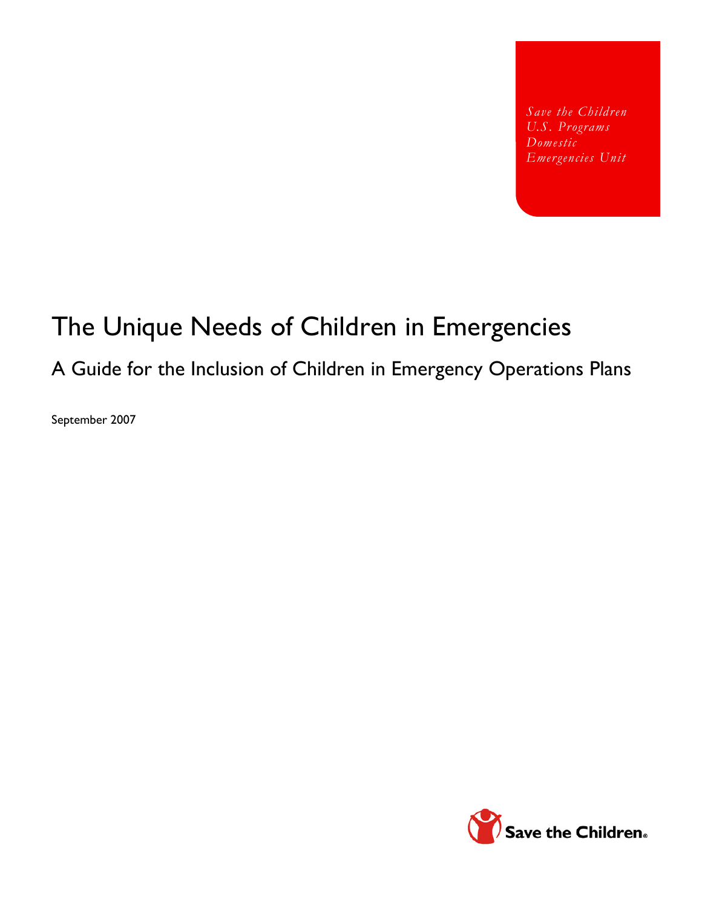*Save the Children*
*U.S. Programs*
*Domestic*
*Emergencies Unit*

# The Unique Needs of Children in Emergencies

## A Guide for the Inclusion of Children in Emergency Operations Plans

September 2007

Save the Children®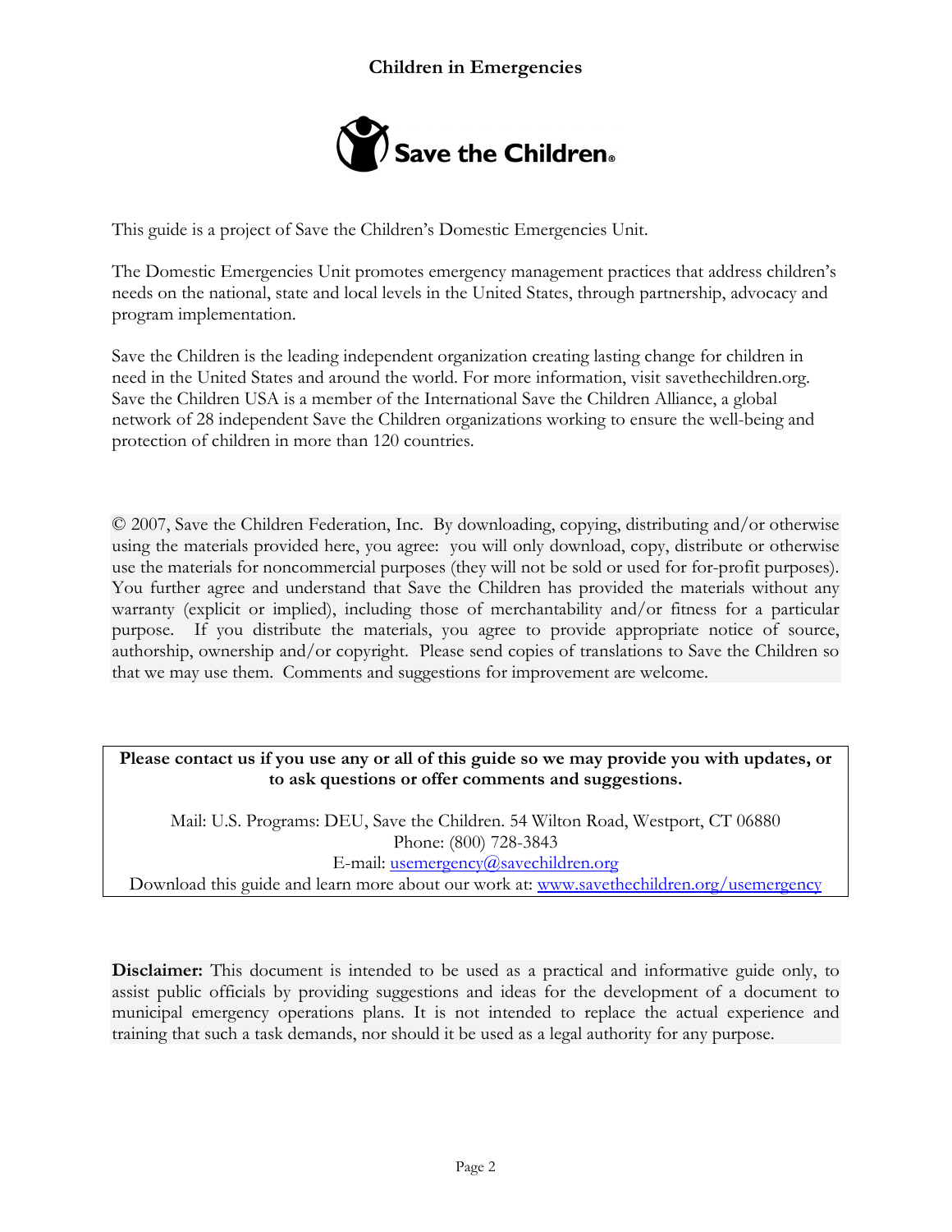This guide is a project of Save the Children's Domestic Emergencies Unit.

The Domestic Emergencies Unit promotes emergency management practices that address children's needs on the national, state and local levels in the United States, through partnership, advocacy and program implementation.

Save the Children is the leading independent organization creating lasting change for children in need in the United States and around the world. For more information, visit savethechildren.org. Save the Children USA is a member of the International Save the Children Alliance, a global network of 28 independent Save the Children organizations working to ensure the well-being and protection of children in more than 120 countries.

© 2007, Save the Children Federation, Inc. By downloading, copying, distributing and/or otherwise using the materials provided here, you agree: you will only download, copy, distribute or otherwise use the materials for noncommercial purposes (they will not be sold or used for for-profit purposes). You further agree and understand that Save the Children has provided the materials without any warranty (explicit or implied), including those of merchantability and/or fitness for a particular purpose. If you distribute the materials, you agree to provide appropriate notice of source, authorship, ownership and/or copyright. Please send copies of translations to Save the Children so that we may use them. Comments and suggestions for improvement are welcome.

**Please contact us if you use any or all of this guide so we may provide you with updates, or to ask questions or offer comments and suggestions.**

Mail: U.S. Programs: DEU, Save the Children. 54 Wilton Road, Westport, CT 06880
Phone: (800) 728-3843
E-mail: usemergency@savechildren.org
Download this guide and learn more about our work at: www.savethechildren.org/usemergency

**Disclaimer:** This document is intended to be used as a practical and informative guide only, to assist public officials by providing suggestions and ideas for the development of a document to municipal emergency operations plans. It is not intended to replace the actual experience and training that such a task demands, nor should it be used as a legal authority for any purpose.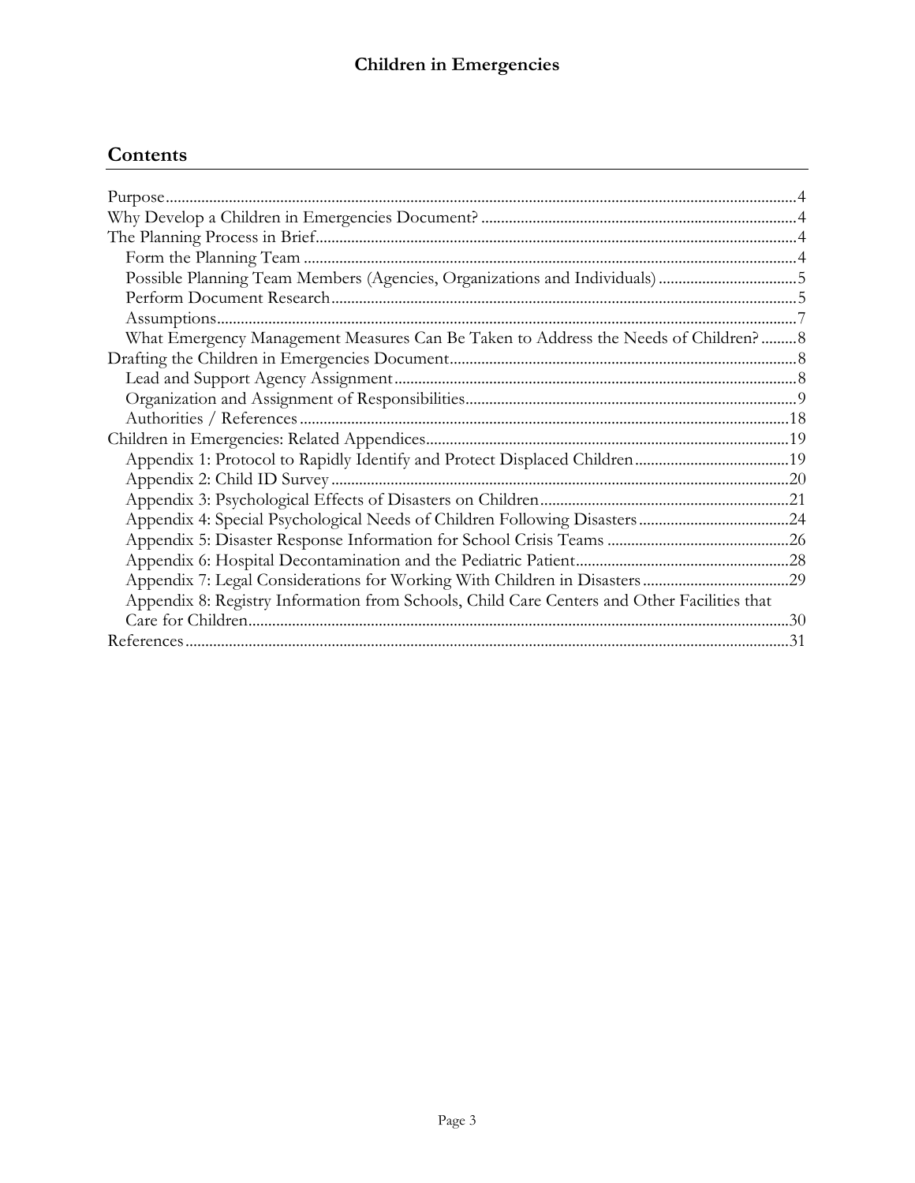## Contents

- Purpose ....................................................................................................4
- Why Develop a Children in Emergencies Document? ....................................................................................................4
- The Planning Process in Brief ....................................................................................................4
  - Form the Planning Team ....................................................................................................4
  - Possible Planning Team Members (Agencies, Organizations and Individuals) ....................................................................................................5
  - Perform Document Research ....................................................................................................5
  - Assumptions ....................................................................................................7
  - What Emergency Management Measures Can Be Taken to Address the Needs of Children? ....................................................................................................8
- Drafting the Children in Emergencies Document ....................................................................................................8
  - Lead and Support Agency Assignment ....................................................................................................8
  - Organization and Assignment of Responsibilities ....................................................................................................9
  - Authorities / References ....................................................................................................18
- Children in Emergencies: Related Appendices ....................................................................................................19
  - Appendix 1: Protocol to Rapidly Identify and Protect Displaced Children ....................................................................................................19
  - Appendix 2: Child ID Survey ....................................................................................................20
  - Appendix 3: Psychological Effects of Disasters on Children ....................................................................................................21
  - Appendix 4: Special Psychological Needs of Children Following Disasters ....................................................................................................24
  - Appendix 5: Disaster Response Information for School Crisis Teams ....................................................................................................26
  - Appendix 6: Hospital Decontamination and the Pediatric Patient ....................................................................................................28
  - Appendix 7: Legal Considerations for Working With Children in Disasters ....................................................................................................29
  - Appendix 8: Registry Information from Schools, Child Care Centers and Other Facilities that Care for Children ....................................................................................................30
- References ....................................................................................................31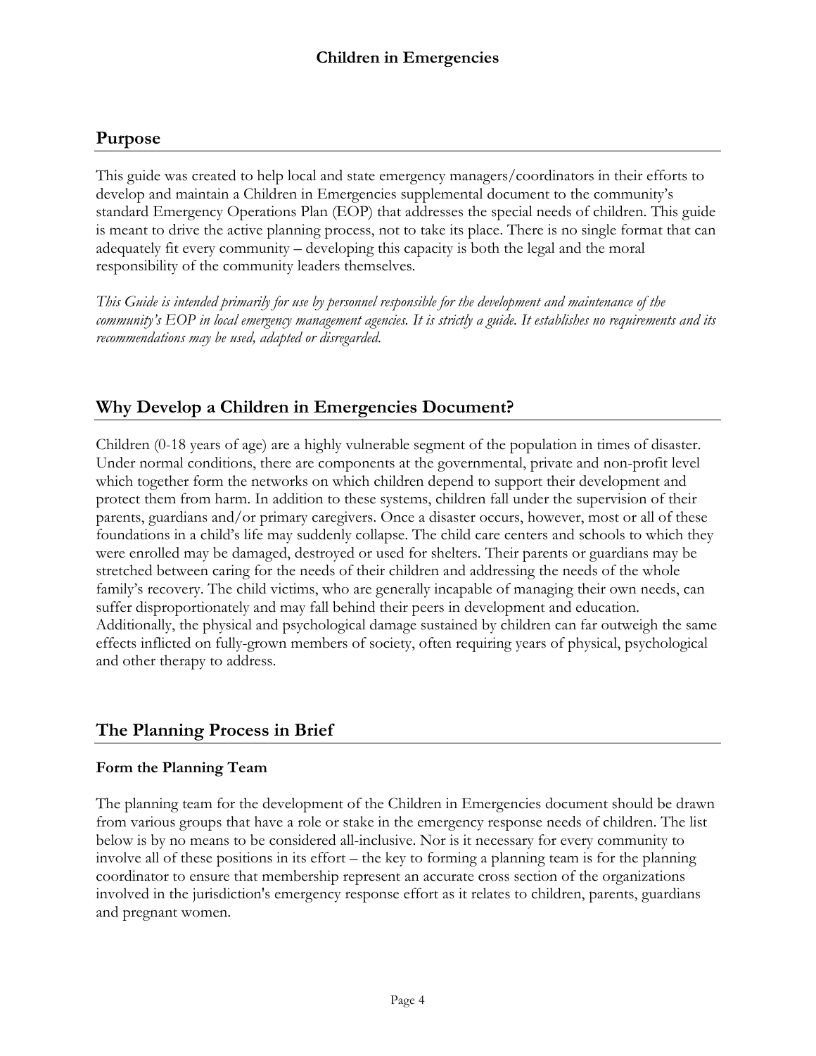## Purpose

This guide was created to help local and state emergency managers/coordinators in their efforts to develop and maintain a Children in Emergencies supplemental document to the community's standard Emergency Operations Plan (EOP) that addresses the special needs of children. This guide is meant to drive the active planning process, not to take its place. There is no single format that can adequately fit every community – developing this capacity is both the legal and the moral responsibility of the community leaders themselves.

*This Guide is intended primarily for use by personnel responsible for the development and maintenance of the community's EOP in local emergency management agencies. It is strictly a guide. It establishes no requirements and its recommendations may be used, adapted or disregarded.*

## Why Develop a Children in Emergencies Document?

Children (0-18 years of age) are a highly vulnerable segment of the population in times of disaster. Under normal conditions, there are components at the governmental, private and non-profit level which together form the networks on which children depend to support their development and protect them from harm. In addition to these systems, children fall under the supervision of their parents, guardians and/or primary caregivers. Once a disaster occurs, however, most or all of these foundations in a child's life may suddenly collapse. The child care centers and schools to which they were enrolled may be damaged, destroyed or used for shelters. Their parents or guardians may be stretched between caring for the needs of their children and addressing the needs of the whole family's recovery. The child victims, who are generally incapable of managing their own needs, can suffer disproportionately and may fall behind their peers in development and education. Additionally, the physical and psychological damage sustained by children can far outweigh the same effects inflicted on fully-grown members of society, often requiring years of physical, psychological and other therapy to address.

## The Planning Process in Brief

### Form the Planning Team

The planning team for the development of the Children in Emergencies document should be drawn from various groups that have a role or stake in the emergency response needs of children. The list below is by no means to be considered all-inclusive. Nor is it necessary for every community to involve all of these positions in its effort – the key to forming a planning team is for the planning coordinator to ensure that membership represent an accurate cross section of the organizations involved in the jurisdiction's emergency response effort as it relates to children, parents, guardians and pregnant women.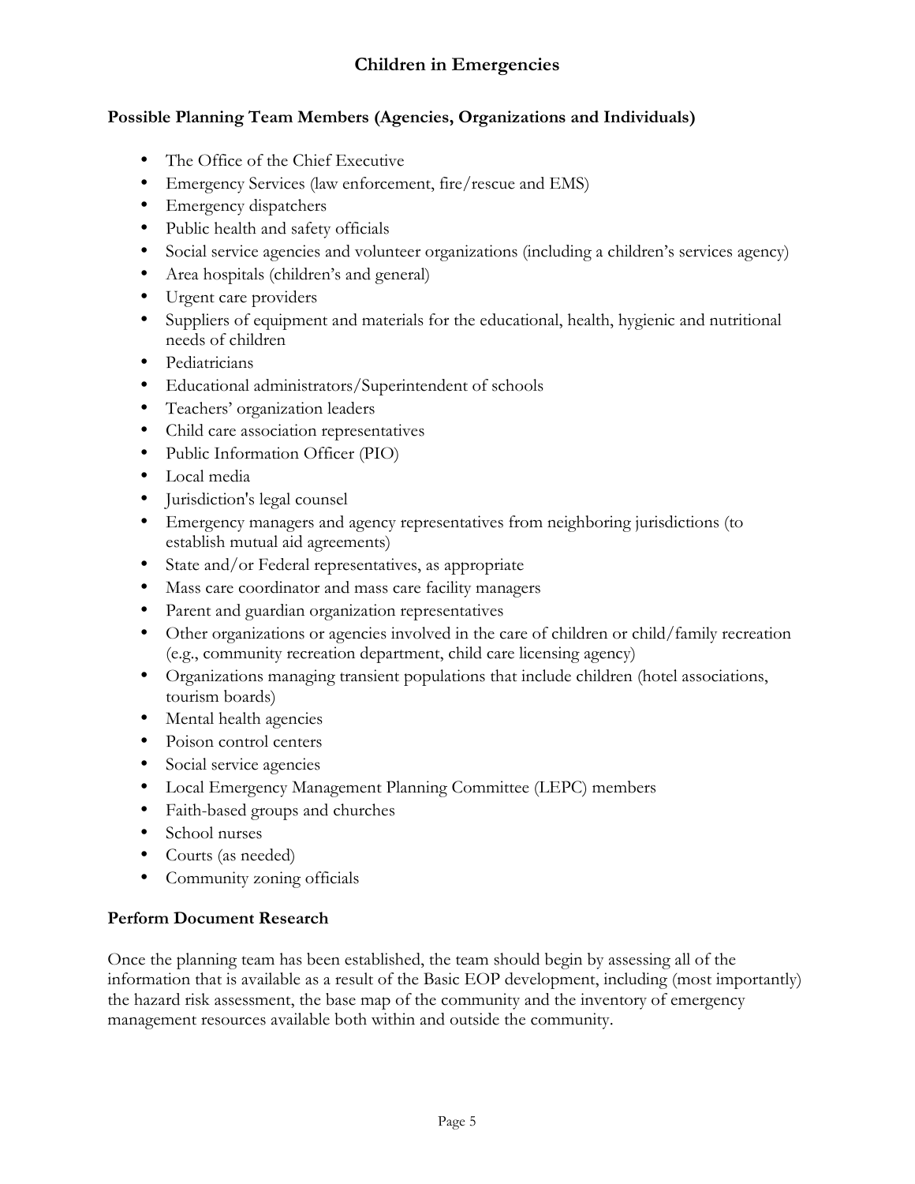# Children in Emergencies

## Possible Planning Team Members (Agencies, Organizations and Individuals)

- The Office of the Chief Executive
- Emergency Services (law enforcement, fire/rescue and EMS)
- Emergency dispatchers
- Public health and safety officials
- Social service agencies and volunteer organizations (including a children's services agency)
- Area hospitals (children's and general)
- Urgent care providers
- Suppliers of equipment and materials for the educational, health, hygienic and nutritional needs of children
- Pediatricians
- Educational administrators/Superintendent of schools
- Teachers' organization leaders
- Child care association representatives
- Public Information Officer (PIO)
- Local media
- Jurisdiction's legal counsel
- Emergency managers and agency representatives from neighboring jurisdictions (to establish mutual aid agreements)
- State and/or Federal representatives, as appropriate
- Mass care coordinator and mass care facility managers
- Parent and guardian organization representatives
- Other organizations or agencies involved in the care of children or child/family recreation (e.g., community recreation department, child care licensing agency)
- Organizations managing transient populations that include children (hotel associations, tourism boards)
- Mental health agencies
- Poison control centers
- Social service agencies
- Local Emergency Management Planning Committee (LEPC) members
- Faith-based groups and churches
- School nurses
- Courts (as needed)
- Community zoning officials

## Perform Document Research

Once the planning team has been established, the team should begin by assessing all of the information that is available as a result of the Basic EOP development, including (most importantly) the hazard risk assessment, the base map of the community and the inventory of emergency management resources available both within and outside the community.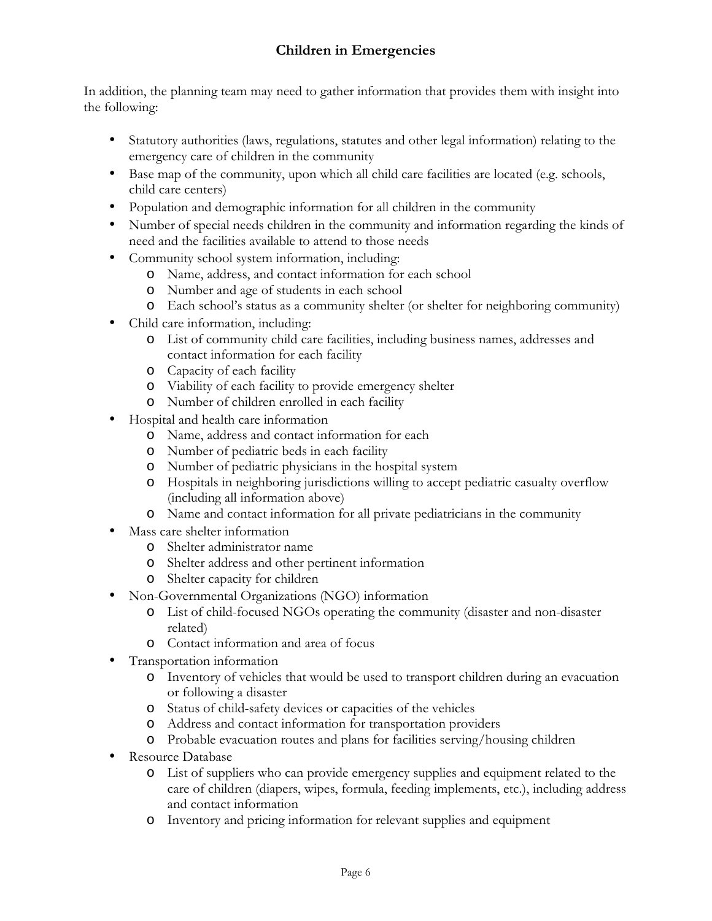In addition, the planning team may need to gather information that provides them with insight into the following:

- Statutory authorities (laws, regulations, statutes and other legal information) relating to the emergency care of children in the community
- Base map of the community, upon which all child care facilities are located (e.g. schools, child care centers)
- Population and demographic information for all children in the community
- Number of special needs children in the community and information regarding the kinds of need and the facilities available to attend to those needs
- Community school system information, including:
  - Name, address, and contact information for each school
  - Number and age of students in each school
  - Each school's status as a community shelter (or shelter for neighboring community)
- Child care information, including:
  - List of community child care facilities, including business names, addresses and contact information for each facility
  - Capacity of each facility
  - Viability of each facility to provide emergency shelter
  - Number of children enrolled in each facility
- Hospital and health care information
  - Name, address and contact information for each
  - Number of pediatric beds in each facility
  - Number of pediatric physicians in the hospital system
  - Hospitals in neighboring jurisdictions willing to accept pediatric casualty overflow (including all information above)
  - Name and contact information for all private pediatricians in the community
- Mass care shelter information
  - Shelter administrator name
  - Shelter address and other pertinent information
  - Shelter capacity for children
- Non-Governmental Organizations (NGO) information
  - List of child-focused NGOs operating the community (disaster and non-disaster related)
  - Contact information and area of focus
- Transportation information
  - Inventory of vehicles that would be used to transport children during an evacuation or following a disaster
  - Status of child-safety devices or capacities of the vehicles
  - Address and contact information for transportation providers
  - Probable evacuation routes and plans for facilities serving/housing children
- Resource Database
  - List of suppliers who can provide emergency supplies and equipment related to the care of children (diapers, wipes, formula, feeding implements, etc.), including address and contact information
  - Inventory and pricing information for relevant supplies and equipment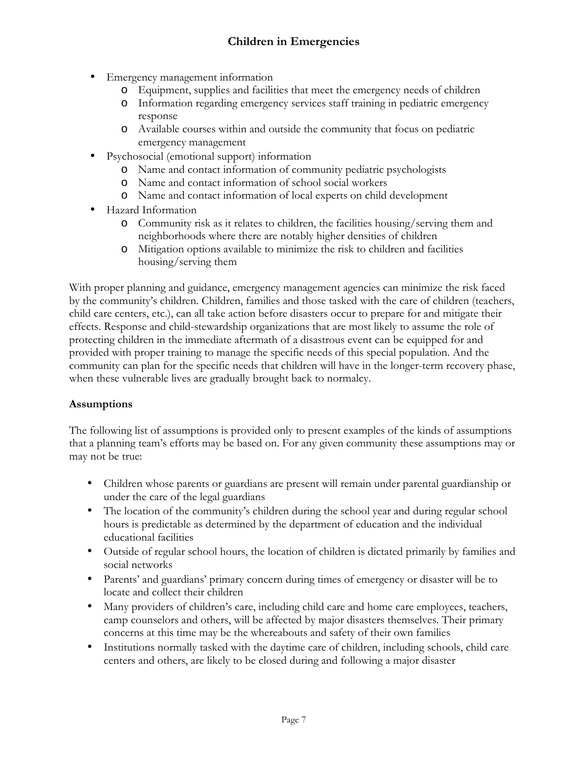- Emergency management information
  - Equipment, supplies and facilities that meet the emergency needs of children
  - Information regarding emergency services staff training in pediatric emergency response
  - Available courses within and outside the community that focus on pediatric emergency management
- Psychosocial (emotional support) information
  - Name and contact information of community pediatric psychologists
  - Name and contact information of school social workers
  - Name and contact information of local experts on child development
- Hazard Information
  - Community risk as it relates to children, the facilities housing/serving them and neighborhoods where there are notably higher densities of children
  - Mitigation options available to minimize the risk to children and facilities housing/serving them

With proper planning and guidance, emergency management agencies can minimize the risk faced by the community's children. Children, families and those tasked with the care of children (teachers, child care centers, etc.), can all take action before disasters occur to prepare for and mitigate their effects. Response and child-stewardship organizations that are most likely to assume the role of protecting children in the immediate aftermath of a disastrous event can be equipped for and provided with proper training to manage the specific needs of this special population. And the community can plan for the specific needs that children will have in the longer-term recovery phase, when these vulnerable lives are gradually brought back to normalcy.

**Assumptions**

The following list of assumptions is provided only to present examples of the kinds of assumptions that a planning team's efforts may be based on. For any given community these assumptions may or may not be true:

- Children whose parents or guardians are present will remain under parental guardianship or under the care of the legal guardians
- The location of the community's children during the school year and during regular school hours is predictable as determined by the department of education and the individual educational facilities
- Outside of regular school hours, the location of children is dictated primarily by families and social networks
- Parents' and guardians' primary concern during times of emergency or disaster will be to locate and collect their children
- Many providers of children's care, including child care and home care employees, teachers, camp counselors and others, will be affected by major disasters themselves. Their primary concerns at this time may be the whereabouts and safety of their own families
- Institutions normally tasked with the daytime care of children, including schools, child care centers and others, are likely to be closed during and following a major disaster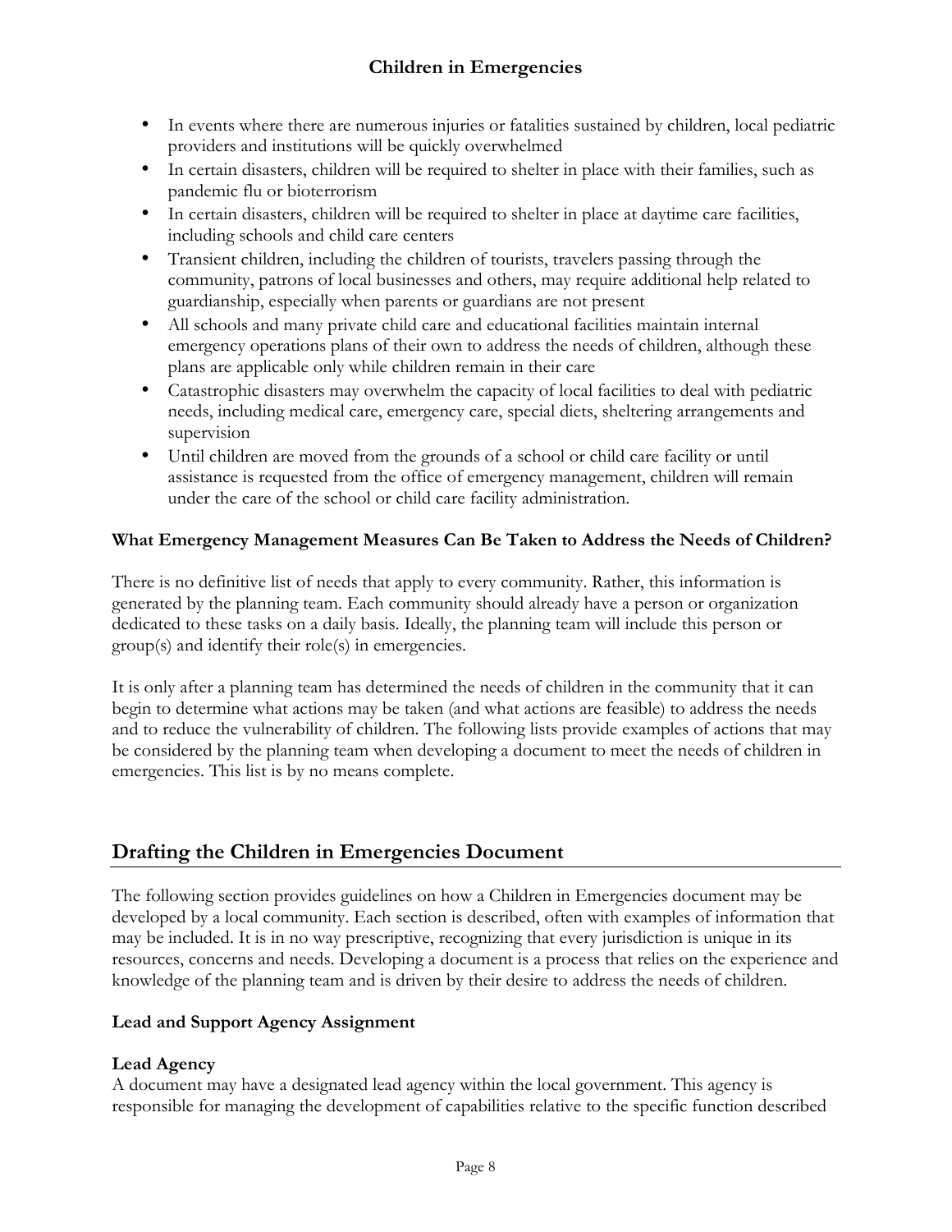- In events where there are numerous injuries or fatalities sustained by children, local pediatric providers and institutions will be quickly overwhelmed
- In certain disasters, children will be required to shelter in place with their families, such as pandemic flu or bioterrorism
- In certain disasters, children will be required to shelter in place at daytime care facilities, including schools and child care centers
- Transient children, including the children of tourists, travelers passing through the community, patrons of local businesses and others, may require additional help related to guardianship, especially when parents or guardians are not present
- All schools and many private child care and educational facilities maintain internal emergency operations plans of their own to address the needs of children, although these plans are applicable only while children remain in their care
- Catastrophic disasters may overwhelm the capacity of local facilities to deal with pediatric needs, including medical care, emergency care, special diets, sheltering arrangements and supervision
- Until children are moved from the grounds of a school or child care facility or until assistance is requested from the office of emergency management, children will remain under the care of the school or child care facility administration.

**What Emergency Management Measures Can Be Taken to Address the Needs of Children?**

There is no definitive list of needs that apply to every community. Rather, this information is generated by the planning team. Each community should already have a person or organization dedicated to these tasks on a daily basis. Ideally, the planning team will include this person or group(s) and identify their role(s) in emergencies.

It is only after a planning team has determined the needs of children in the community that it can begin to determine what actions may be taken (and what actions are feasible) to address the needs and to reduce the vulnerability of children. The following lists provide examples of actions that may be considered by the planning team when developing a document to meet the needs of children in emergencies. This list is by no means complete.

## Drafting the Children in Emergencies Document

The following section provides guidelines on how a Children in Emergencies document may be developed by a local community. Each section is described, often with examples of information that may be included. It is in no way prescriptive, recognizing that every jurisdiction is unique in its resources, concerns and needs. Developing a document is a process that relies on the experience and knowledge of the planning team and is driven by their desire to address the needs of children.

**Lead and Support Agency Assignment**

**Lead Agency**

A document may have a designated lead agency within the local government. This agency is responsible for managing the development of capabilities relative to the specific function described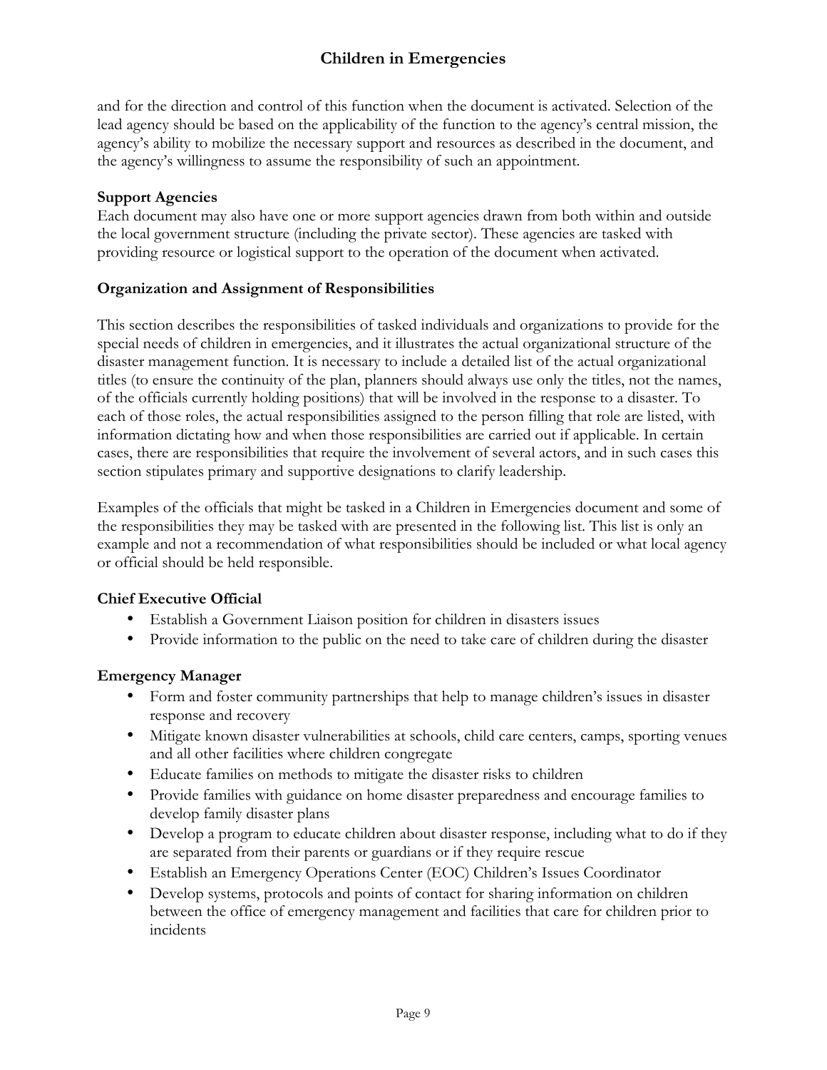and for the direction and control of this function when the document is activated. Selection of the lead agency should be based on the applicability of the function to the agency's central mission, the agency's ability to mobilize the necessary support and resources as described in the document, and the agency's willingness to assume the responsibility of such an appointment.

**Support Agencies**

Each document may also have one or more support agencies drawn from both within and outside the local government structure (including the private sector). These agencies are tasked with providing resource or logistical support to the operation of the document when activated.

**Organization and Assignment of Responsibilities**

This section describes the responsibilities of tasked individuals and organizations to provide for the special needs of children in emergencies, and it illustrates the actual organizational structure of the disaster management function. It is necessary to include a detailed list of the actual organizational titles (to ensure the continuity of the plan, planners should always use only the titles, not the names, of the officials currently holding positions) that will be involved in the response to a disaster. To each of those roles, the actual responsibilities assigned to the person filling that role are listed, with information dictating how and when those responsibilities are carried out if applicable. In certain cases, there are responsibilities that require the involvement of several actors, and in such cases this section stipulates primary and supportive designations to clarify leadership.

Examples of the officials that might be tasked in a Children in Emergencies document and some of the responsibilities they may be tasked with are presented in the following list. This list is only an example and not a recommendation of what responsibilities should be included or what local agency or official should be held responsible.

**Chief Executive Official**

- Establish a Government Liaison position for children in disasters issues
- Provide information to the public on the need to take care of children during the disaster

**Emergency Manager**

- Form and foster community partnerships that help to manage children's issues in disaster response and recovery
- Mitigate known disaster vulnerabilities at schools, child care centers, camps, sporting venues and all other facilities where children congregate
- Educate families on methods to mitigate the disaster risks to children
- Provide families with guidance on home disaster preparedness and encourage families to develop family disaster plans
- Develop a program to educate children about disaster response, including what to do if they are separated from their parents or guardians or if they require rescue
- Establish an Emergency Operations Center (EOC) Children's Issues Coordinator
- Develop systems, protocols and points of contact for sharing information on children between the office of emergency management and facilities that care for children prior to incidents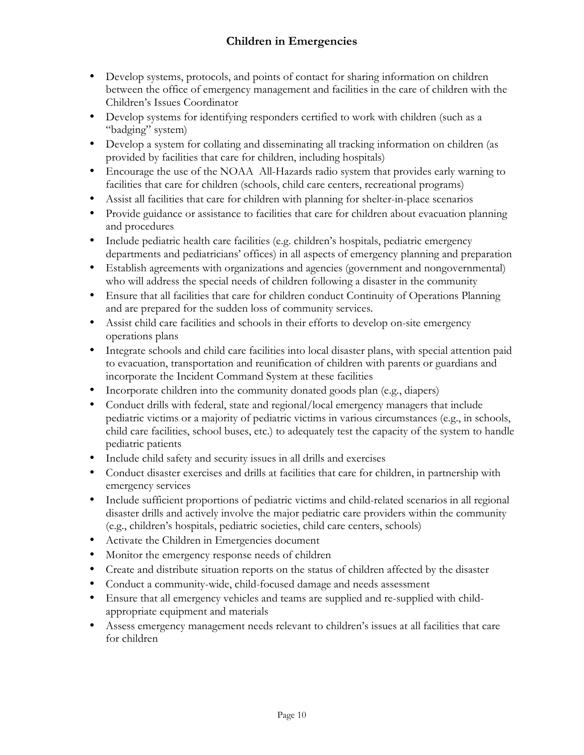- Develop systems, protocols, and points of contact for sharing information on children between the office of emergency management and facilities in the care of children with the Children's Issues Coordinator
- Develop systems for identifying responders certified to work with children (such as a "badging" system)
- Develop a system for collating and disseminating all tracking information on children (as provided by facilities that care for children, including hospitals)
- Encourage the use of the NOAA All-Hazards radio system that provides early warning to facilities that care for children (schools, child care centers, recreational programs)
- Assist all facilities that care for children with planning for shelter-in-place scenarios
- Provide guidance or assistance to facilities that care for children about evacuation planning and procedures
- Include pediatric health care facilities (e.g. children's hospitals, pediatric emergency departments and pediatricians' offices) in all aspects of emergency planning and preparation
- Establish agreements with organizations and agencies (government and nongovernmental) who will address the special needs of children following a disaster in the community
- Ensure that all facilities that care for children conduct Continuity of Operations Planning and are prepared for the sudden loss of community services.
- Assist child care facilities and schools in their efforts to develop on-site emergency operations plans
- Integrate schools and child care facilities into local disaster plans, with special attention paid to evacuation, transportation and reunification of children with parents or guardians and incorporate the Incident Command System at these facilities
- Incorporate children into the community donated goods plan (e.g., diapers)
- Conduct drills with federal, state and regional/local emergency managers that include pediatric victims or a majority of pediatric victims in various circumstances (e.g., in schools, child care facilities, school buses, etc.) to adequately test the capacity of the system to handle pediatric patients
- Include child safety and security issues in all drills and exercises
- Conduct disaster exercises and drills at facilities that care for children, in partnership with emergency services
- Include sufficient proportions of pediatric victims and child-related scenarios in all regional disaster drills and actively involve the major pediatric care providers within the community (e.g., children's hospitals, pediatric societies, child care centers, schools)
- Activate the Children in Emergencies document
- Monitor the emergency response needs of children
- Create and distribute situation reports on the status of children affected by the disaster
- Conduct a community-wide, child-focused damage and needs assessment
- Ensure that all emergency vehicles and teams are supplied and re-supplied with child-appropriate equipment and materials
- Assess emergency management needs relevant to children's issues at all facilities that care for children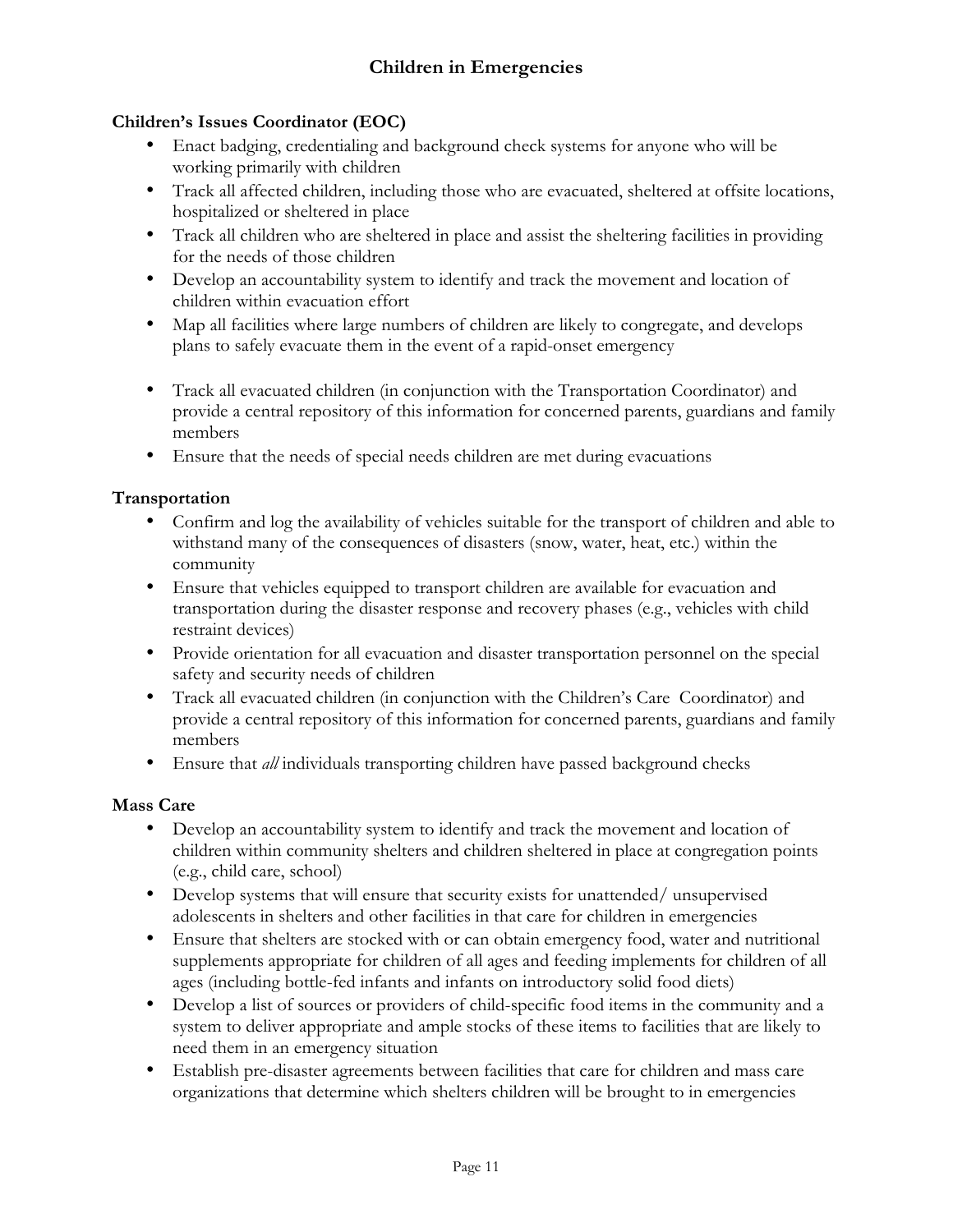## Children in Emergencies

**Children's Issues Coordinator (EOC)**

- Enact badging, credentialing and background check systems for anyone who will be working primarily with children
- Track all affected children, including those who are evacuated, sheltered at offsite locations, hospitalized or sheltered in place
- Track all children who are sheltered in place and assist the sheltering facilities in providing for the needs of those children
- Develop an accountability system to identify and track the movement and location of children within evacuation effort
- Map all facilities where large numbers of children are likely to congregate, and develops plans to safely evacuate them in the event of a rapid-onset emergency
- Track all evacuated children (in conjunction with the Transportation Coordinator) and provide a central repository of this information for concerned parents, guardians and family members
- Ensure that the needs of special needs children are met during evacuations

**Transportation**

- Confirm and log the availability of vehicles suitable for the transport of children and able to withstand many of the consequences of disasters (snow, water, heat, etc.) within the community
- Ensure that vehicles equipped to transport children are available for evacuation and transportation during the disaster response and recovery phases (e.g., vehicles with child restraint devices)
- Provide orientation for all evacuation and disaster transportation personnel on the special safety and security needs of children
- Track all evacuated children (in conjunction with the Children's Care Coordinator) and provide a central repository of this information for concerned parents, guardians and family members
- Ensure that *all* individuals transporting children have passed background checks

**Mass Care**

- Develop an accountability system to identify and track the movement and location of children within community shelters and children sheltered in place at congregation points (e.g., child care, school)
- Develop systems that will ensure that security exists for unattended/ unsupervised adolescents in shelters and other facilities in that care for children in emergencies
- Ensure that shelters are stocked with or can obtain emergency food, water and nutritional supplements appropriate for children of all ages and feeding implements for children of all ages (including bottle-fed infants and infants on introductory solid food diets)
- Develop a list of sources or providers of child-specific food items in the community and a system to deliver appropriate and ample stocks of these items to facilities that are likely to need them in an emergency situation
- Establish pre-disaster agreements between facilities that care for children and mass care organizations that determine which shelters children will be brought to in emergencies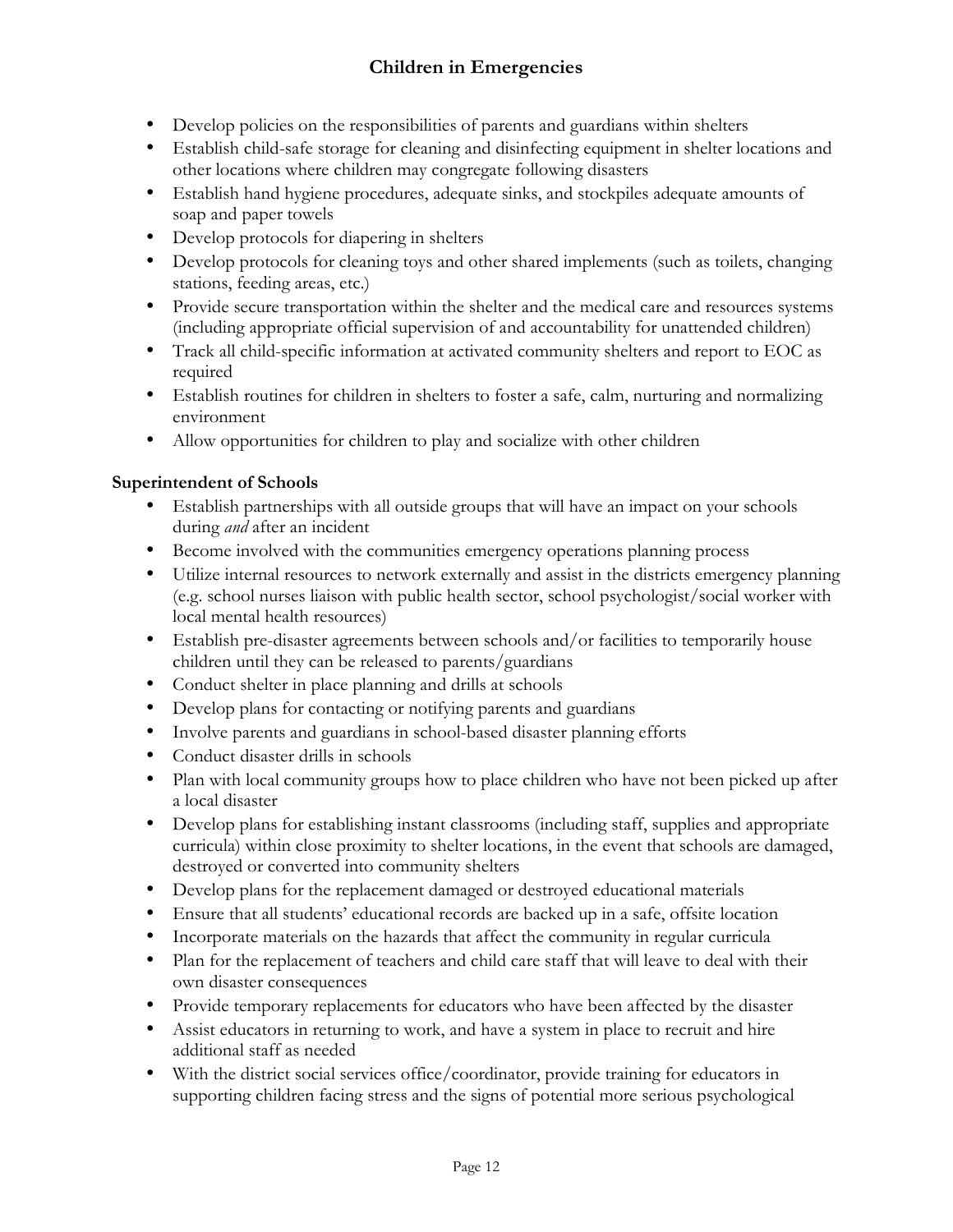- Develop policies on the responsibilities of parents and guardians within shelters
- Establish child-safe storage for cleaning and disinfecting equipment in shelter locations and other locations where children may congregate following disasters
- Establish hand hygiene procedures, adequate sinks, and stockpiles adequate amounts of soap and paper towels
- Develop protocols for diapering in shelters
- Develop protocols for cleaning toys and other shared implements (such as toilets, changing stations, feeding areas, etc.)
- Provide secure transportation within the shelter and the medical care and resources systems (including appropriate official supervision of and accountability for unattended children)
- Track all child-specific information at activated community shelters and report to EOC as required
- Establish routines for children in shelters to foster a safe, calm, nurturing and normalizing environment
- Allow opportunities for children to play and socialize with other children

**Superintendent of Schools**

- Establish partnerships with all outside groups that will have an impact on your schools during *and* after an incident
- Become involved with the communities emergency operations planning process
- Utilize internal resources to network externally and assist in the districts emergency planning (e.g. school nurses liaison with public health sector, school psychologist/social worker with local mental health resources)
- Establish pre-disaster agreements between schools and/or facilities to temporarily house children until they can be released to parents/guardians
- Conduct shelter in place planning and drills at schools
- Develop plans for contacting or notifying parents and guardians
- Involve parents and guardians in school-based disaster planning efforts
- Conduct disaster drills in schools
- Plan with local community groups how to place children who have not been picked up after a local disaster
- Develop plans for establishing instant classrooms (including staff, supplies and appropriate curricula) within close proximity to shelter locations, in the event that schools are damaged, destroyed or converted into community shelters
- Develop plans for the replacement damaged or destroyed educational materials
- Ensure that all students' educational records are backed up in a safe, offsite location
- Incorporate materials on the hazards that affect the community in regular curricula
- Plan for the replacement of teachers and child care staff that will leave to deal with their own disaster consequences
- Provide temporary replacements for educators who have been affected by the disaster
- Assist educators in returning to work, and have a system in place to recruit and hire additional staff as needed
- With the district social services office/coordinator, provide training for educators in supporting children facing stress and the signs of potential more serious psychological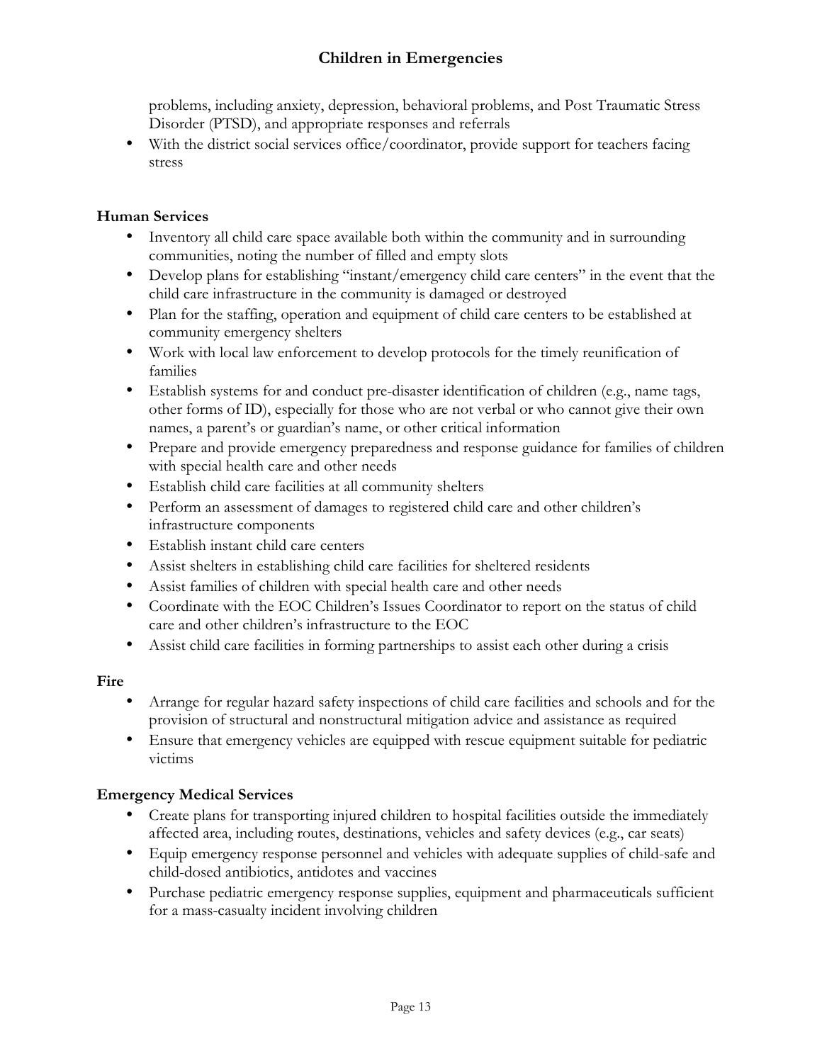problems, including anxiety, depression, behavioral problems, and Post Traumatic Stress Disorder (PTSD), and appropriate responses and referrals

- With the district social services office/coordinator, provide support for teachers facing stress

**Human Services**

- Inventory all child care space available both within the community and in surrounding communities, noting the number of filled and empty slots
- Develop plans for establishing "instant/emergency child care centers" in the event that the child care infrastructure in the community is damaged or destroyed
- Plan for the staffing, operation and equipment of child care centers to be established at community emergency shelters
- Work with local law enforcement to develop protocols for the timely reunification of families
- Establish systems for and conduct pre-disaster identification of children (e.g., name tags, other forms of ID), especially for those who are not verbal or who cannot give their own names, a parent's or guardian's name, or other critical information
- Prepare and provide emergency preparedness and response guidance for families of children with special health care and other needs
- Establish child care facilities at all community shelters
- Perform an assessment of damages to registered child care and other children's infrastructure components
- Establish instant child care centers
- Assist shelters in establishing child care facilities for sheltered residents
- Assist families of children with special health care and other needs
- Coordinate with the EOC Children's Issues Coordinator to report on the status of child care and other children's infrastructure to the EOC
- Assist child care facilities in forming partnerships to assist each other during a crisis

**Fire**

- Arrange for regular hazard safety inspections of child care facilities and schools and for the provision of structural and nonstructural mitigation advice and assistance as required
- Ensure that emergency vehicles are equipped with rescue equipment suitable for pediatric victims

**Emergency Medical Services**

- Create plans for transporting injured children to hospital facilities outside the immediately affected area, including routes, destinations, vehicles and safety devices (e.g., car seats)
- Equip emergency response personnel and vehicles with adequate supplies of child-safe and child-dosed antibiotics, antidotes and vaccines
- Purchase pediatric emergency response supplies, equipment and pharmaceuticals sufficient for a mass-casualty incident involving children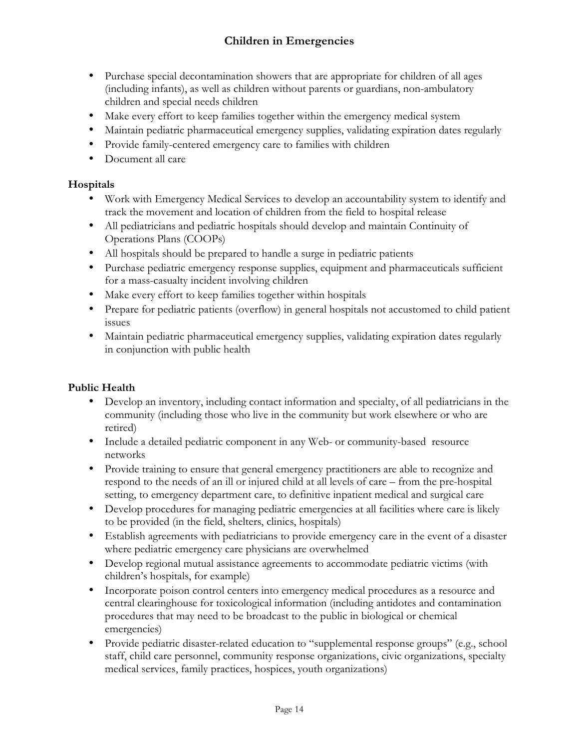- Purchase special decontamination showers that are appropriate for children of all ages (including infants), as well as children without parents or guardians, non-ambulatory children and special needs children
- Make every effort to keep families together within the emergency medical system
- Maintain pediatric pharmaceutical emergency supplies, validating expiration dates regularly
- Provide family-centered emergency care to families with children
- Document all care

**Hospitals**

- Work with Emergency Medical Services to develop an accountability system to identify and track the movement and location of children from the field to hospital release
- All pediatricians and pediatric hospitals should develop and maintain Continuity of Operations Plans (COOPs)
- All hospitals should be prepared to handle a surge in pediatric patients
- Purchase pediatric emergency response supplies, equipment and pharmaceuticals sufficient for a mass-casualty incident involving children
- Make every effort to keep families together within hospitals
- Prepare for pediatric patients (overflow) in general hospitals not accustomed to child patient issues
- Maintain pediatric pharmaceutical emergency supplies, validating expiration dates regularly in conjunction with public health

**Public Health**

- Develop an inventory, including contact information and specialty, of all pediatricians in the community (including those who live in the community but work elsewhere or who are retired)
- Include a detailed pediatric component in any Web- or community-based resource networks
- Provide training to ensure that general emergency practitioners are able to recognize and respond to the needs of an ill or injured child at all levels of care – from the pre-hospital setting, to emergency department care, to definitive inpatient medical and surgical care
- Develop procedures for managing pediatric emergencies at all facilities where care is likely to be provided (in the field, shelters, clinics, hospitals)
- Establish agreements with pediatricians to provide emergency care in the event of a disaster where pediatric emergency care physicians are overwhelmed
- Develop regional mutual assistance agreements to accommodate pediatric victims (with children's hospitals, for example)
- Incorporate poison control centers into emergency medical procedures as a resource and central clearinghouse for toxicological information (including antidotes and contamination procedures that may need to be broadcast to the public in biological or chemical emergencies)
- Provide pediatric disaster-related education to "supplemental response groups" (e.g., school staff, child care personnel, community response organizations, civic organizations, specialty medical services, family practices, hospices, youth organizations)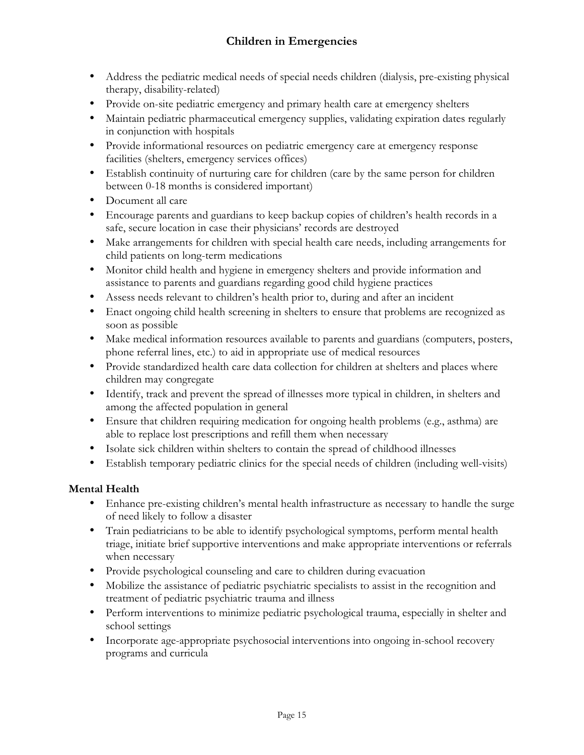- Address the pediatric medical needs of special needs children (dialysis, pre-existing physical therapy, disability-related)
- Provide on-site pediatric emergency and primary health care at emergency shelters
- Maintain pediatric pharmaceutical emergency supplies, validating expiration dates regularly in conjunction with hospitals
- Provide informational resources on pediatric emergency care at emergency response facilities (shelters, emergency services offices)
- Establish continuity of nurturing care for children (care by the same person for children between 0-18 months is considered important)
- Document all care
- Encourage parents and guardians to keep backup copies of children's health records in a safe, secure location in case their physicians' records are destroyed
- Make arrangements for children with special health care needs, including arrangements for child patients on long-term medications
- Monitor child health and hygiene in emergency shelters and provide information and assistance to parents and guardians regarding good child hygiene practices
- Assess needs relevant to children's health prior to, during and after an incident
- Enact ongoing child health screening in shelters to ensure that problems are recognized as soon as possible
- Make medical information resources available to parents and guardians (computers, posters, phone referral lines, etc.) to aid in appropriate use of medical resources
- Provide standardized health care data collection for children at shelters and places where children may congregate
- Identify, track and prevent the spread of illnesses more typical in children, in shelters and among the affected population in general
- Ensure that children requiring medication for ongoing health problems (e.g., asthma) are able to replace lost prescriptions and refill them when necessary
- Isolate sick children within shelters to contain the spread of childhood illnesses
- Establish temporary pediatric clinics for the special needs of children (including well-visits)

### Mental Health

- Enhance pre-existing children's mental health infrastructure as necessary to handle the surge of need likely to follow a disaster
- Train pediatricians to be able to identify psychological symptoms, perform mental health triage, initiate brief supportive interventions and make appropriate interventions or referrals when necessary
- Provide psychological counseling and care to children during evacuation
- Mobilize the assistance of pediatric psychiatric specialists to assist in the recognition and treatment of pediatric psychiatric trauma and illness
- Perform interventions to minimize pediatric psychological trauma, especially in shelter and school settings
- Incorporate age-appropriate psychosocial interventions into ongoing in-school recovery programs and curricula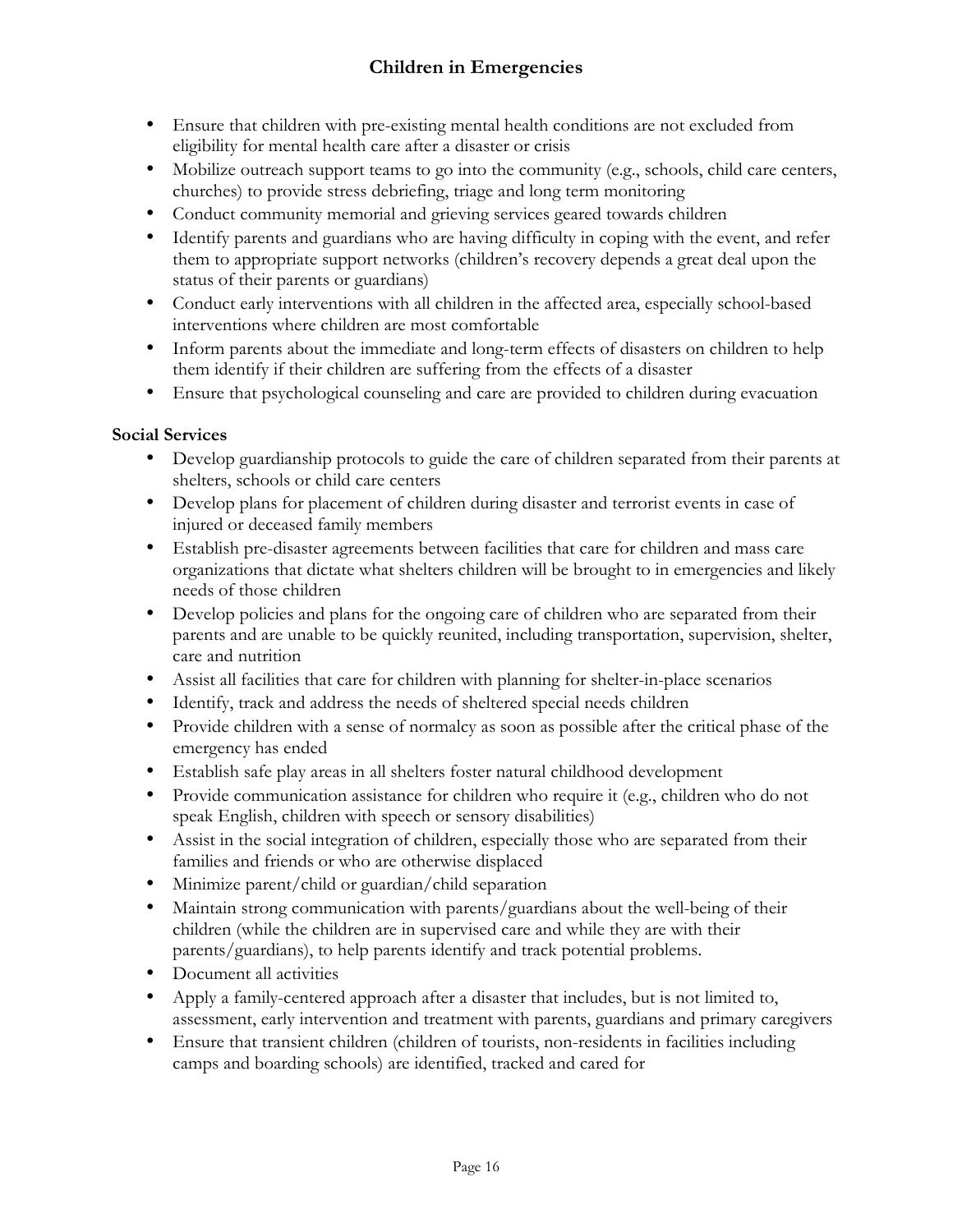- Ensure that children with pre-existing mental health conditions are not excluded from eligibility for mental health care after a disaster or crisis
- Mobilize outreach support teams to go into the community (e.g., schools, child care centers, churches) to provide stress debriefing, triage and long term monitoring
- Conduct community memorial and grieving services geared towards children
- Identify parents and guardians who are having difficulty in coping with the event, and refer them to appropriate support networks (children's recovery depends a great deal upon the status of their parents or guardians)
- Conduct early interventions with all children in the affected area, especially school-based interventions where children are most comfortable
- Inform parents about the immediate and long-term effects of disasters on children to help them identify if their children are suffering from the effects of a disaster
- Ensure that psychological counseling and care are provided to children during evacuation

**Social Services**

- Develop guardianship protocols to guide the care of children separated from their parents at shelters, schools or child care centers
- Develop plans for placement of children during disaster and terrorist events in case of injured or deceased family members
- Establish pre-disaster agreements between facilities that care for children and mass care organizations that dictate what shelters children will be brought to in emergencies and likely needs of those children
- Develop policies and plans for the ongoing care of children who are separated from their parents and are unable to be quickly reunited, including transportation, supervision, shelter, care and nutrition
- Assist all facilities that care for children with planning for shelter-in-place scenarios
- Identify, track and address the needs of sheltered special needs children
- Provide children with a sense of normalcy as soon as possible after the critical phase of the emergency has ended
- Establish safe play areas in all shelters foster natural childhood development
- Provide communication assistance for children who require it (e.g., children who do not speak English, children with speech or sensory disabilities)
- Assist in the social integration of children, especially those who are separated from their families and friends or who are otherwise displaced
- Minimize parent/child or guardian/child separation
- Maintain strong communication with parents/guardians about the well-being of their children (while the children are in supervised care and while they are with their parents/guardians), to help parents identify and track potential problems.
- Document all activities
- Apply a family-centered approach after a disaster that includes, but is not limited to, assessment, early intervention and treatment with parents, guardians and primary caregivers
- Ensure that transient children (children of tourists, non-residents in facilities including camps and boarding schools) are identified, tracked and cared for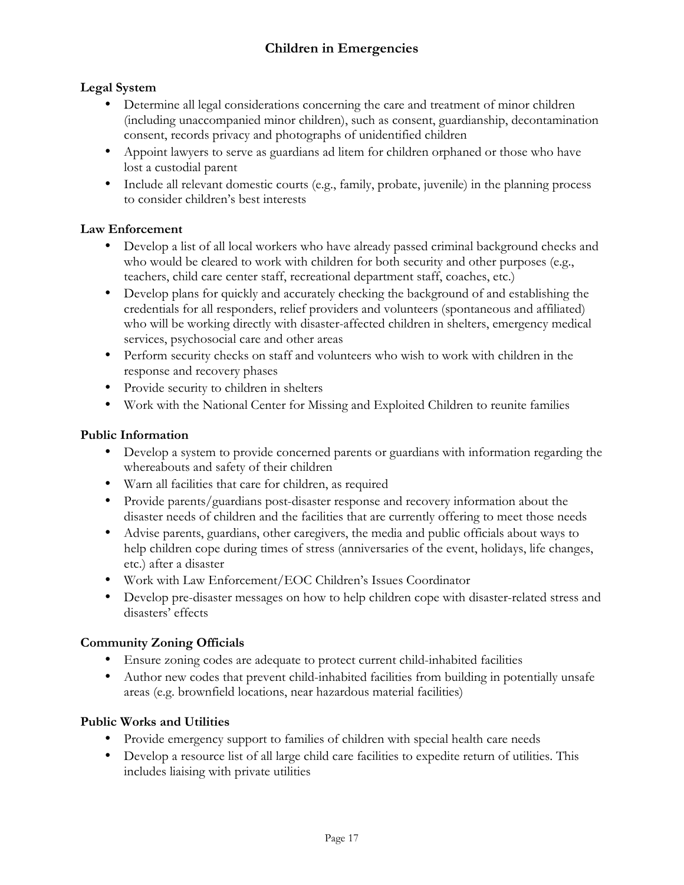## Children in Emergencies

### Legal System

- Determine all legal considerations concerning the care and treatment of minor children (including unaccompanied minor children), such as consent, guardianship, decontamination consent, records privacy and photographs of unidentified children
- Appoint lawyers to serve as guardians ad litem for children orphaned or those who have lost a custodial parent
- Include all relevant domestic courts (e.g., family, probate, juvenile) in the planning process to consider children's best interests

### Law Enforcement

- Develop a list of all local workers who have already passed criminal background checks and who would be cleared to work with children for both security and other purposes (e.g., teachers, child care center staff, recreational department staff, coaches, etc.)
- Develop plans for quickly and accurately checking the background of and establishing the credentials for all responders, relief providers and volunteers (spontaneous and affiliated) who will be working directly with disaster-affected children in shelters, emergency medical services, psychosocial care and other areas
- Perform security checks on staff and volunteers who wish to work with children in the response and recovery phases
- Provide security to children in shelters
- Work with the National Center for Missing and Exploited Children to reunite families

### Public Information

- Develop a system to provide concerned parents or guardians with information regarding the whereabouts and safety of their children
- Warn all facilities that care for children, as required
- Provide parents/guardians post-disaster response and recovery information about the disaster needs of children and the facilities that are currently offering to meet those needs
- Advise parents, guardians, other caregivers, the media and public officials about ways to help children cope during times of stress (anniversaries of the event, holidays, life changes, etc.) after a disaster
- Work with Law Enforcement/EOC Children's Issues Coordinator
- Develop pre-disaster messages on how to help children cope with disaster-related stress and disasters' effects

### Community Zoning Officials

- Ensure zoning codes are adequate to protect current child-inhabited facilities
- Author new codes that prevent child-inhabited facilities from building in potentially unsafe areas (e.g. brownfield locations, near hazardous material facilities)

### Public Works and Utilities

- Provide emergency support to families of children with special health care needs
- Develop a resource list of all large child care facilities to expedite return of utilities. This includes liaising with private utilities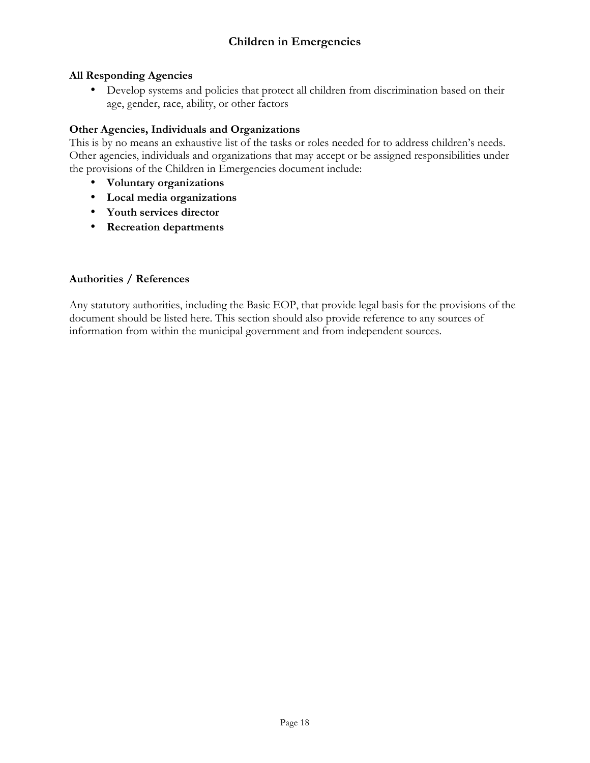**All Responding Agencies**

- Develop systems and policies that protect all children from discrimination based on their age, gender, race, ability, or other factors

**Other Agencies, Individuals and Organizations**

This is by no means an exhaustive list of the tasks or roles needed for to address children's needs. Other agencies, individuals and organizations that may accept or be assigned responsibilities under the provisions of the Children in Emergencies document include:

- **Voluntary organizations**
- **Local media organizations**
- **Youth services director**
- **Recreation departments**

**Authorities / References**

Any statutory authorities, including the Basic EOP, that provide legal basis for the provisions of the document should be listed here. This section should also provide reference to any sources of information from within the municipal government and from independent sources.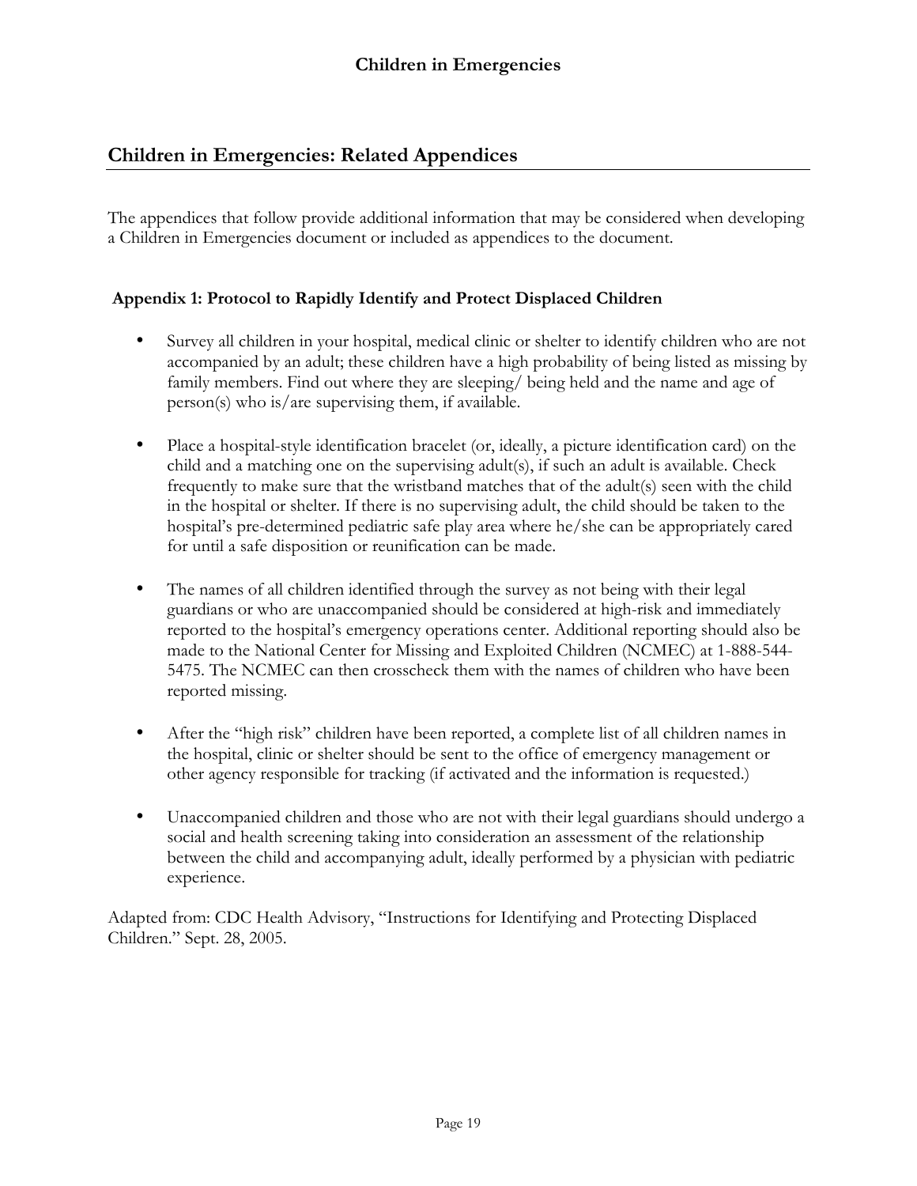## Children in Emergencies: Related Appendices

The appendices that follow provide additional information that may be considered when developing a Children in Emergencies document or included as appendices to the document.

### Appendix 1: Protocol to Rapidly Identify and Protect Displaced Children

- Survey all children in your hospital, medical clinic or shelter to identify children who are not accompanied by an adult; these children have a high probability of being listed as missing by family members. Find out where they are sleeping/ being held and the name and age of person(s) who is/are supervising them, if available.

- Place a hospital-style identification bracelet (or, ideally, a picture identification card) on the child and a matching one on the supervising adult(s), if such an adult is available. Check frequently to make sure that the wristband matches that of the adult(s) seen with the child in the hospital or shelter. If there is no supervising adult, the child should be taken to the hospital's pre-determined pediatric safe play area where he/she can be appropriately cared for until a safe disposition or reunification can be made.

- The names of all children identified through the survey as not being with their legal guardians or who are unaccompanied should be considered at high-risk and immediately reported to the hospital's emergency operations center. Additional reporting should also be made to the National Center for Missing and Exploited Children (NCMEC) at 1-888-544-5475. The NCMEC can then crosscheck them with the names of children who have been reported missing.

- After the "high risk" children have been reported, a complete list of all children names in the hospital, clinic or shelter should be sent to the office of emergency management or other agency responsible for tracking (if activated and the information is requested.)

- Unaccompanied children and those who are not with their legal guardians should undergo a social and health screening taking into consideration an assessment of the relationship between the child and accompanying adult, ideally performed by a physician with pediatric experience.

Adapted from: CDC Health Advisory, "Instructions for Identifying and Protecting Displaced Children." Sept. 28, 2005.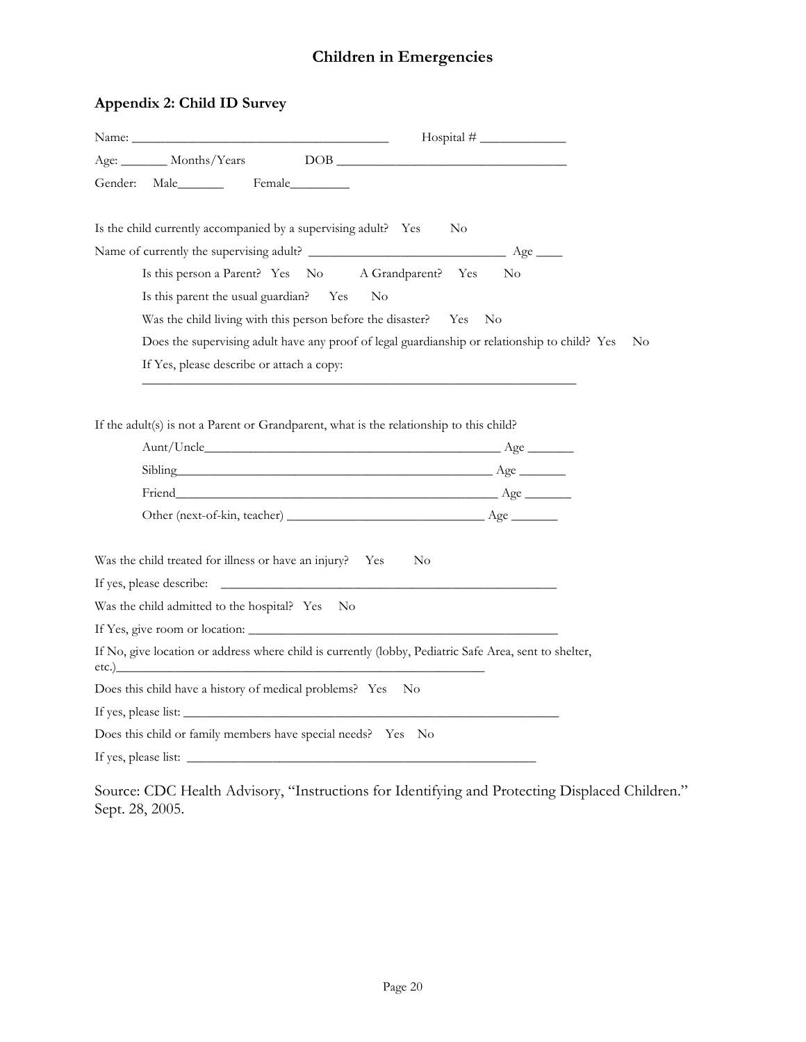# Children in Emergencies

## Appendix 2: Child ID Survey

Name: ______________________________________ Hospital # _____________

Age: _______ Months/Years DOB ___________________________________

Gender: Male_______ Female_________

Is the child currently accompanied by a supervising adult? Yes No

Name of currently the supervising adult? _____________________________ Age ____

Is this person a Parent? Yes No A Grandparent? Yes No

Is this parent the usual guardian? Yes No

Was the child living with this person before the disaster? Yes No

Does the supervising adult have any proof of legal guardianship or relationship to child? Yes No

If Yes, please describe or attach a copy:

_________________________________________________________________

If the adult(s) is not a Parent or Grandparent, what is the relationship to this child?

Aunt/Uncle_____________________________________________ Age _______

Sibling_______________________________________________ Age _______

Friend________________________________________________ Age _______

Other (next-of-kin, teacher) _____________________________ Age _______

Was the child treated for illness or have an injury? Yes No

If yes, please describe: ____________________________________________________

Was the child admitted to the hospital? Yes No

If Yes, give room or location: ______________________________________________

If No, give location or address where child is currently (lobby, Pediatric Safe Area, sent to shelter, etc.)____________________________________________________________

Does this child have a history of medical problems? Yes No

If yes, please list: _______________________________________________________

Does this child or family members have special needs? Yes No

If yes, please list: ____________________________________________________

Source: CDC Health Advisory, "Instructions for Identifying and Protecting Displaced Children." Sept. 28, 2005.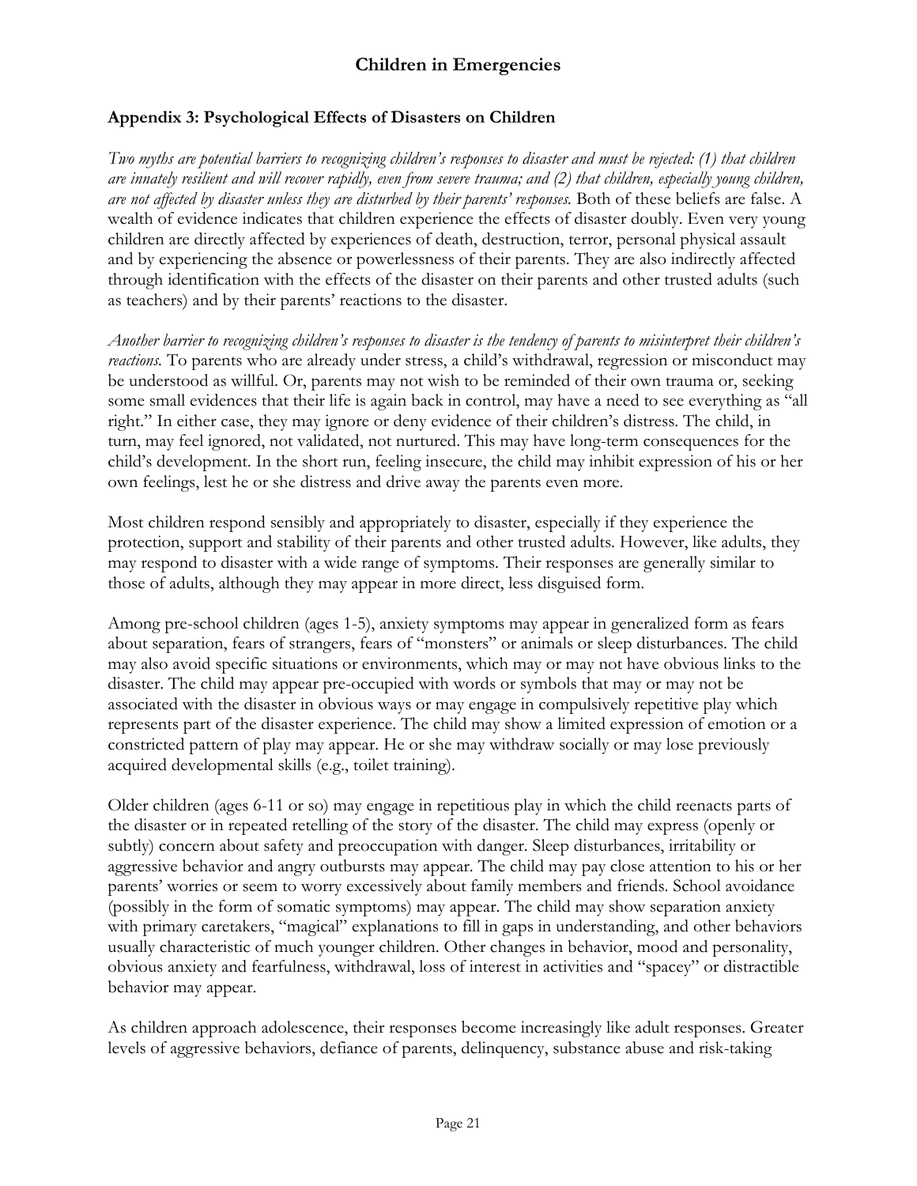## Appendix 3: Psychological Effects of Disasters on Children

*Two myths are potential barriers to recognizing children's responses to disaster and must be rejected: (1) that children are innately resilient and will recover rapidly, even from severe trauma; and (2) that children, especially young children, are not affected by disaster unless they are disturbed by their parents' responses.* Both of these beliefs are false. A wealth of evidence indicates that children experience the effects of disaster doubly. Even very young children are directly affected by experiences of death, destruction, terror, personal physical assault and by experiencing the absence or powerlessness of their parents. They are also indirectly affected through identification with the effects of the disaster on their parents and other trusted adults (such as teachers) and by their parents' reactions to the disaster.

*Another barrier to recognizing children's responses to disaster is the tendency of parents to misinterpret their children's reactions.* To parents who are already under stress, a child's withdrawal, regression or misconduct may be understood as willful. Or, parents may not wish to be reminded of their own trauma or, seeking some small evidences that their life is again back in control, may have a need to see everything as "all right." In either case, they may ignore or deny evidence of their children's distress. The child, in turn, may feel ignored, not validated, not nurtured. This may have long-term consequences for the child's development. In the short run, feeling insecure, the child may inhibit expression of his or her own feelings, lest he or she distress and drive away the parents even more.

Most children respond sensibly and appropriately to disaster, especially if they experience the protection, support and stability of their parents and other trusted adults. However, like adults, they may respond to disaster with a wide range of symptoms. Their responses are generally similar to those of adults, although they may appear in more direct, less disguised form.

Among pre-school children (ages 1-5), anxiety symptoms may appear in generalized form as fears about separation, fears of strangers, fears of "monsters" or animals or sleep disturbances. The child may also avoid specific situations or environments, which may or may not have obvious links to the disaster. The child may appear pre-occupied with words or symbols that may or may not be associated with the disaster in obvious ways or may engage in compulsively repetitive play which represents part of the disaster experience. The child may show a limited expression of emotion or a constricted pattern of play may appear. He or she may withdraw socially or may lose previously acquired developmental skills (e.g., toilet training).

Older children (ages 6-11 or so) may engage in repetitious play in which the child reenacts parts of the disaster or in repeated retelling of the story of the disaster. The child may express (openly or subtly) concern about safety and preoccupation with danger. Sleep disturbances, irritability or aggressive behavior and angry outbursts may appear. The child may pay close attention to his or her parents' worries or seem to worry excessively about family members and friends. School avoidance (possibly in the form of somatic symptoms) may appear. The child may show separation anxiety with primary caretakers, "magical" explanations to fill in gaps in understanding, and other behaviors usually characteristic of much younger children. Other changes in behavior, mood and personality, obvious anxiety and fearfulness, withdrawal, loss of interest in activities and "spacey" or distractible behavior may appear.

As children approach adolescence, their responses become increasingly like adult responses. Greater levels of aggressive behaviors, defiance of parents, delinquency, substance abuse and risk-taking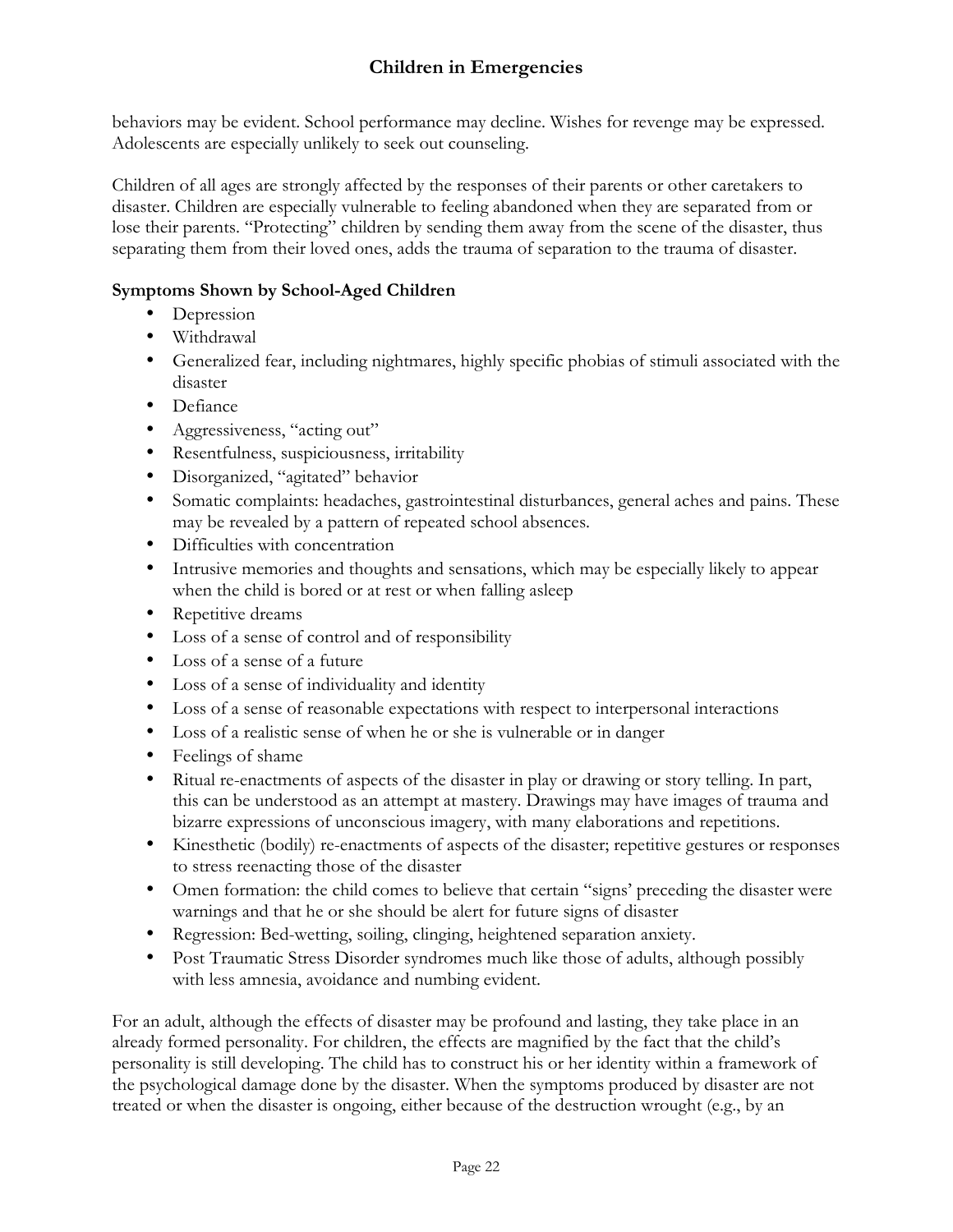behaviors may be evident. School performance may decline. Wishes for revenge may be expressed. Adolescents are especially unlikely to seek out counseling.

Children of all ages are strongly affected by the responses of their parents or other caretakers to disaster. Children are especially vulnerable to feeling abandoned when they are separated from or lose their parents. "Protecting" children by sending them away from the scene of the disaster, thus separating them from their loved ones, adds the trauma of separation to the trauma of disaster.

**Symptoms Shown by School-Aged Children**

- Depression
- Withdrawal
- Generalized fear, including nightmares, highly specific phobias of stimuli associated with the disaster
- Defiance
- Aggressiveness, "acting out"
- Resentfulness, suspiciousness, irritability
- Disorganized, "agitated" behavior
- Somatic complaints: headaches, gastrointestinal disturbances, general aches and pains. These may be revealed by a pattern of repeated school absences.
- Difficulties with concentration
- Intrusive memories and thoughts and sensations, which may be especially likely to appear when the child is bored or at rest or when falling asleep
- Repetitive dreams
- Loss of a sense of control and of responsibility
- Loss of a sense of a future
- Loss of a sense of individuality and identity
- Loss of a sense of reasonable expectations with respect to interpersonal interactions
- Loss of a realistic sense of when he or she is vulnerable or in danger
- Feelings of shame
- Ritual re-enactments of aspects of the disaster in play or drawing or story telling. In part, this can be understood as an attempt at mastery. Drawings may have images of trauma and bizarre expressions of unconscious imagery, with many elaborations and repetitions.
- Kinesthetic (bodily) re-enactments of aspects of the disaster; repetitive gestures or responses to stress reenacting those of the disaster
- Omen formation: the child comes to believe that certain "signs' preceding the disaster were warnings and that he or she should be alert for future signs of disaster
- Regression: Bed-wetting, soiling, clinging, heightened separation anxiety.
- Post Traumatic Stress Disorder syndromes much like those of adults, although possibly with less amnesia, avoidance and numbing evident.

For an adult, although the effects of disaster may be profound and lasting, they take place in an already formed personality. For children, the effects are magnified by the fact that the child's personality is still developing. The child has to construct his or her identity within a framework of the psychological damage done by the disaster. When the symptoms produced by disaster are not treated or when the disaster is ongoing, either because of the destruction wrought (e.g., by an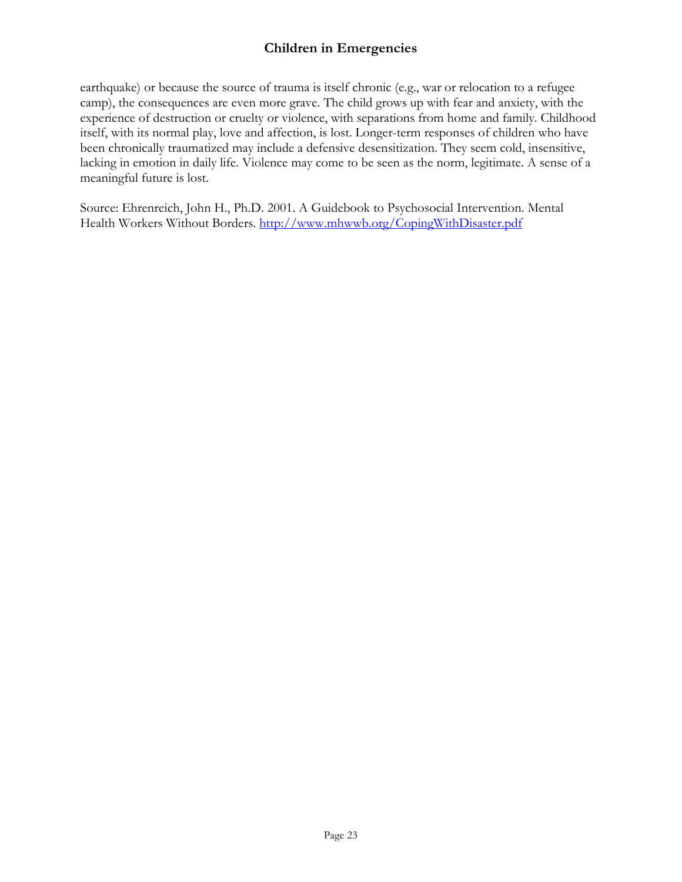earthquake) or because the source of trauma is itself chronic (e.g., war or relocation to a refugee camp), the consequences are even more grave. The child grows up with fear and anxiety, with the experience of destruction or cruelty or violence, with separations from home and family. Childhood itself, with its normal play, love and affection, is lost. Longer-term responses of children who have been chronically traumatized may include a defensive desensitization. They seem cold, insensitive, lacking in emotion in daily life. Violence may come to be seen as the norm, legitimate. A sense of a meaningful future is lost.

Source: Ehrenreich, John H., Ph.D. 2001. A Guidebook to Psychosocial Intervention. Mental Health Workers Without Borders. http://www.mhwwb.org/CopingWithDisaster.pdf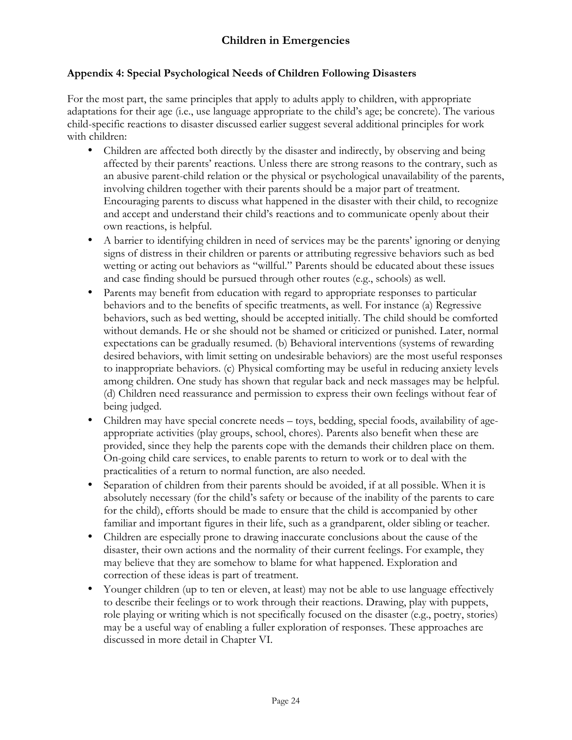## Appendix 4: Special Psychological Needs of Children Following Disasters

For the most part, the same principles that apply to adults apply to children, with appropriate adaptations for their age (i.e., use language appropriate to the child's age; be concrete). The various child-specific reactions to disaster discussed earlier suggest several additional principles for work with children:

- Children are affected both directly by the disaster and indirectly, by observing and being affected by their parents' reactions. Unless there are strong reasons to the contrary, such as an abusive parent-child relation or the physical or psychological unavailability of the parents, involving children together with their parents should be a major part of treatment. Encouraging parents to discuss what happened in the disaster with their child, to recognize and accept and understand their child's reactions and to communicate openly about their own reactions, is helpful.
- A barrier to identifying children in need of services may be the parents' ignoring or denying signs of distress in their children or parents or attributing regressive behaviors such as bed wetting or acting out behaviors as "willful." Parents should be educated about these issues and case finding should be pursued through other routes (e.g., schools) as well.
- Parents may benefit from education with regard to appropriate responses to particular behaviors and to the benefits of specific treatments, as well. For instance (a) Regressive behaviors, such as bed wetting, should be accepted initially. The child should be comforted without demands. He or she should not be shamed or criticized or punished. Later, normal expectations can be gradually resumed. (b) Behavioral interventions (systems of rewarding desired behaviors, with limit setting on undesirable behaviors) are the most useful responses to inappropriate behaviors. (c) Physical comforting may be useful in reducing anxiety levels among children. One study has shown that regular back and neck massages may be helpful. (d) Children need reassurance and permission to express their own feelings without fear of being judged.
- Children may have special concrete needs – toys, bedding, special foods, availability of age-appropriate activities (play groups, school, chores). Parents also benefit when these are provided, since they help the parents cope with the demands their children place on them. On-going child care services, to enable parents to return to work or to deal with the practicalities of a return to normal function, are also needed.
- Separation of children from their parents should be avoided, if at all possible. When it is absolutely necessary (for the child's safety or because of the inability of the parents to care for the child), efforts should be made to ensure that the child is accompanied by other familiar and important figures in their life, such as a grandparent, older sibling or teacher.
- Children are especially prone to drawing inaccurate conclusions about the cause of the disaster, their own actions and the normality of their current feelings. For example, they may believe that they are somehow to blame for what happened. Exploration and correction of these ideas is part of treatment.
- Younger children (up to ten or eleven, at least) may not be able to use language effectively to describe their feelings or to work through their reactions. Drawing, play with puppets, role playing or writing which is not specifically focused on the disaster (e.g., poetry, stories) may be a useful way of enabling a fuller exploration of responses. These approaches are discussed in more detail in Chapter VI.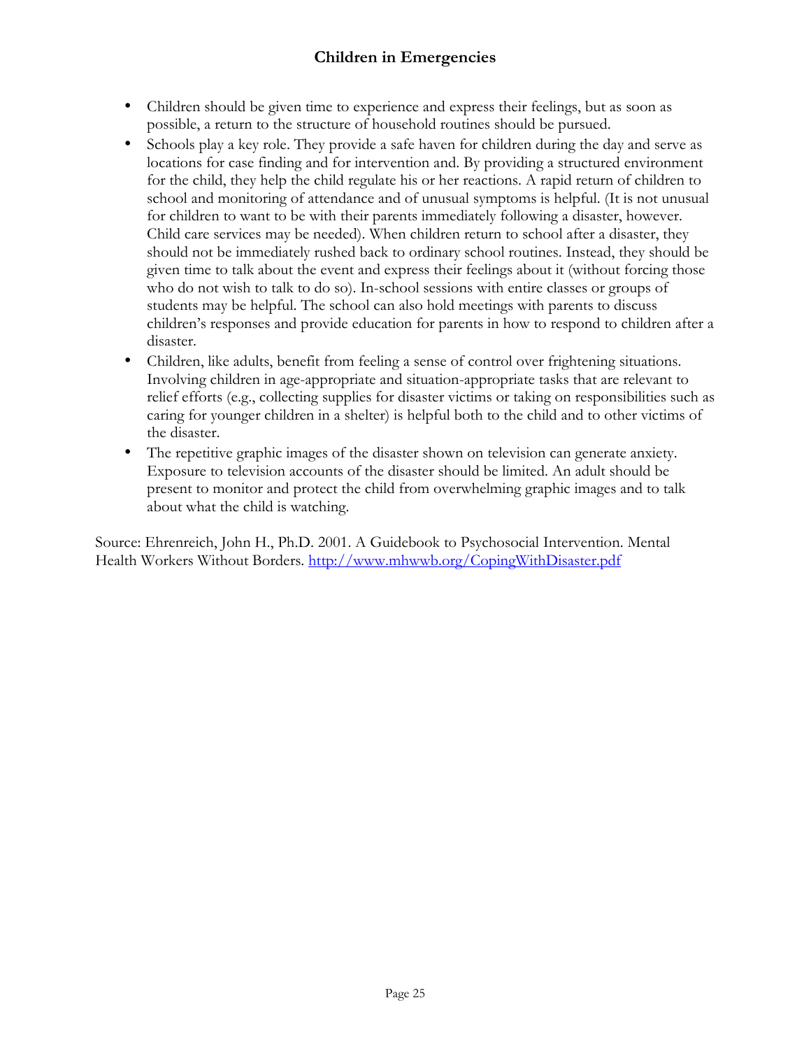## Children in Emergencies

- Children should be given time to experience and express their feelings, but as soon as possible, a return to the structure of household routines should be pursued.
- Schools play a key role. They provide a safe haven for children during the day and serve as locations for case finding and for intervention and. By providing a structured environment for the child, they help the child regulate his or her reactions. A rapid return of children to school and monitoring of attendance and of unusual symptoms is helpful. (It is not unusual for children to want to be with their parents immediately following a disaster, however. Child care services may be needed). When children return to school after a disaster, they should not be immediately rushed back to ordinary school routines. Instead, they should be given time to talk about the event and express their feelings about it (without forcing those who do not wish to talk to do so). In-school sessions with entire classes or groups of students may be helpful. The school can also hold meetings with parents to discuss children's responses and provide education for parents in how to respond to children after a disaster.
- Children, like adults, benefit from feeling a sense of control over frightening situations. Involving children in age-appropriate and situation-appropriate tasks that are relevant to relief efforts (e.g., collecting supplies for disaster victims or taking on responsibilities such as caring for younger children in a shelter) is helpful both to the child and to other victims of the disaster.
- The repetitive graphic images of the disaster shown on television can generate anxiety. Exposure to television accounts of the disaster should be limited. An adult should be present to monitor and protect the child from overwhelming graphic images and to talk about what the child is watching.

Source: Ehrenreich, John H., Ph.D. 2001. A Guidebook to Psychosocial Intervention. Mental Health Workers Without Borders. http://www.mhwwb.org/CopingWithDisaster.pdf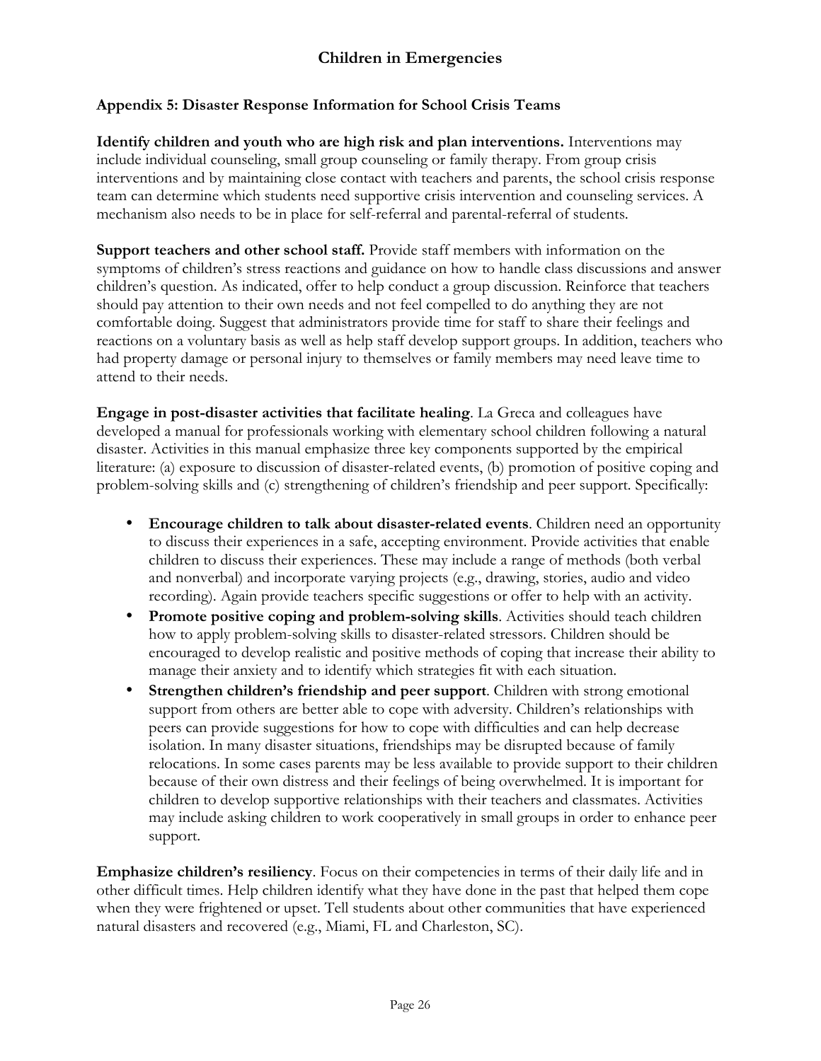## Appendix 5: Disaster Response Information for School Crisis Teams

**Identify children and youth who are high risk and plan interventions.** Interventions may include individual counseling, small group counseling or family therapy. From group crisis interventions and by maintaining close contact with teachers and parents, the school crisis response team can determine which students need supportive crisis intervention and counseling services. A mechanism also needs to be in place for self-referral and parental-referral of students.

**Support teachers and other school staff.** Provide staff members with information on the symptoms of children's stress reactions and guidance on how to handle class discussions and answer children's question. As indicated, offer to help conduct a group discussion. Reinforce that teachers should pay attention to their own needs and not feel compelled to do anything they are not comfortable doing. Suggest that administrators provide time for staff to share their feelings and reactions on a voluntary basis as well as help staff develop support groups. In addition, teachers who had property damage or personal injury to themselves or family members may need leave time to attend to their needs.

**Engage in post-disaster activities that facilitate healing**. La Greca and colleagues have developed a manual for professionals working with elementary school children following a natural disaster. Activities in this manual emphasize three key components supported by the empirical literature: (a) exposure to discussion of disaster-related events, (b) promotion of positive coping and problem-solving skills and (c) strengthening of children's friendship and peer support. Specifically:

- **Encourage children to talk about disaster-related events**. Children need an opportunity to discuss their experiences in a safe, accepting environment. Provide activities that enable children to discuss their experiences. These may include a range of methods (both verbal and nonverbal) and incorporate varying projects (e.g., drawing, stories, audio and video recording). Again provide teachers specific suggestions or offer to help with an activity.
- **Promote positive coping and problem-solving skills**. Activities should teach children how to apply problem-solving skills to disaster-related stressors. Children should be encouraged to develop realistic and positive methods of coping that increase their ability to manage their anxiety and to identify which strategies fit with each situation.
- **Strengthen children's friendship and peer support**. Children with strong emotional support from others are better able to cope with adversity. Children's relationships with peers can provide suggestions for how to cope with difficulties and can help decrease isolation. In many disaster situations, friendships may be disrupted because of family relocations. In some cases parents may be less available to provide support to their children because of their own distress and their feelings of being overwhelmed. It is important for children to develop supportive relationships with their teachers and classmates. Activities may include asking children to work cooperatively in small groups in order to enhance peer support.

**Emphasize children's resiliency**. Focus on their competencies in terms of their daily life and in other difficult times. Help children identify what they have done in the past that helped them cope when they were frightened or upset. Tell students about other communities that have experienced natural disasters and recovered (e.g., Miami, FL and Charleston, SC).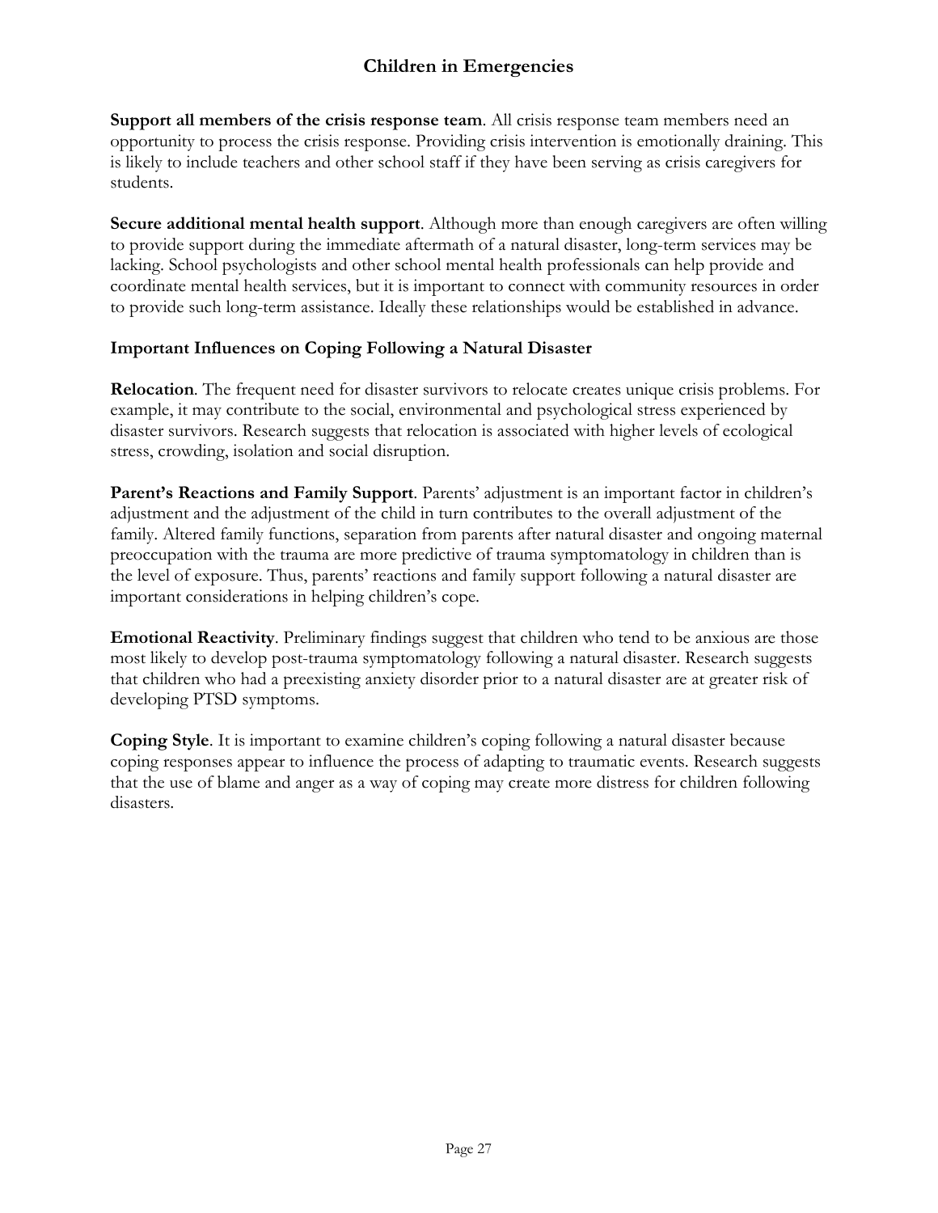**Support all members of the crisis response team**. All crisis response team members need an opportunity to process the crisis response. Providing crisis intervention is emotionally draining. This is likely to include teachers and other school staff if they have been serving as crisis caregivers for students.

**Secure additional mental health support**. Although more than enough caregivers are often willing to provide support during the immediate aftermath of a natural disaster, long-term services may be lacking. School psychologists and other school mental health professionals can help provide and coordinate mental health services, but it is important to connect with community resources in order to provide such long-term assistance. Ideally these relationships would be established in advance.

### Important Influences on Coping Following a Natural Disaster

**Relocation**. The frequent need for disaster survivors to relocate creates unique crisis problems. For example, it may contribute to the social, environmental and psychological stress experienced by disaster survivors. Research suggests that relocation is associated with higher levels of ecological stress, crowding, isolation and social disruption.

**Parent's Reactions and Family Support**. Parents' adjustment is an important factor in children's adjustment and the adjustment of the child in turn contributes to the overall adjustment of the family. Altered family functions, separation from parents after natural disaster and ongoing maternal preoccupation with the trauma are more predictive of trauma symptomatology in children than is the level of exposure. Thus, parents' reactions and family support following a natural disaster are important considerations in helping children's cope.

**Emotional Reactivity**. Preliminary findings suggest that children who tend to be anxious are those most likely to develop post-trauma symptomatology following a natural disaster. Research suggests that children who had a preexisting anxiety disorder prior to a natural disaster are at greater risk of developing PTSD symptoms.

**Coping Style**. It is important to examine children's coping following a natural disaster because coping responses appear to influence the process of adapting to traumatic events. Research suggests that the use of blame and anger as a way of coping may create more distress for children following disasters.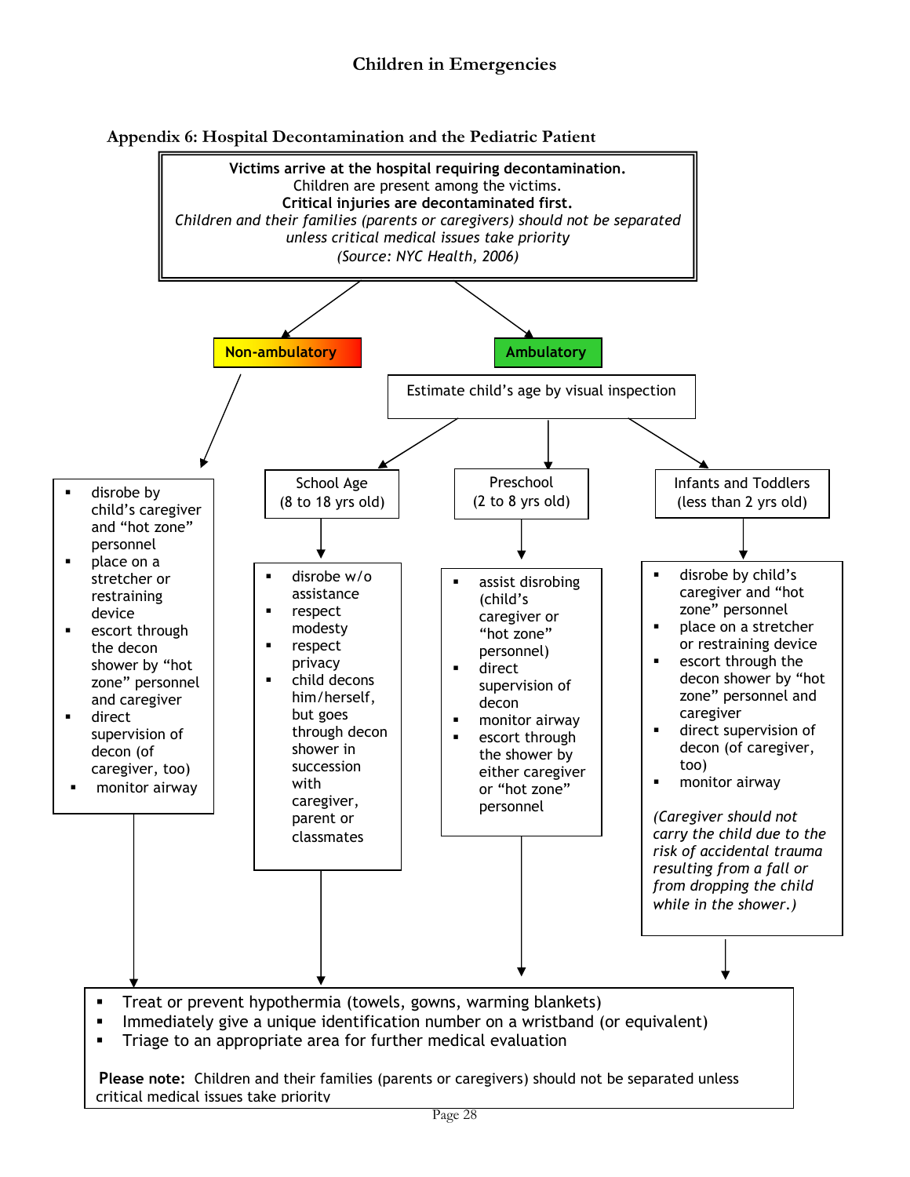## Appendix 6: Hospital Decontamination and the Pediatric Patient

**Victims arrive at the hospital requiring decontamination.**
Children are present among the victims.
**Critical injuries are decontaminated first.**
*Children and their families (parents or caregivers) should not be separated unless critical medical issues take priority*
*(Source: NYC Health, 2006)*

### Non-ambulatory

- disrobe by child's caregiver and "hot zone" personnel
- place on a stretcher or restraining device
- escort through the decon shower by "hot zone" personnel and caregiver
- direct supervision of decon (of caregiver, too)
- monitor airway

### Ambulatory

Estimate child's age by visual inspection

**School Age (8 to 18 yrs old)**

- disrobe w/o assistance
- respect modesty
- respect privacy
- child decons him/herself, but goes through decon shower in succession with caregiver, parent or classmates

**Preschool (2 to 8 yrs old)**

- assist disrobing (child's caregiver or "hot zone" personnel)
- direct supervision of decon
- monitor airway
- escort through the shower by either caregiver or "hot zone" personnel

**Infants and Toddlers (less than 2 yrs old)**

- disrobe by child's caregiver and "hot zone" personnel
- place on a stretcher or restraining device
- escort through the decon shower by "hot zone" personnel and caregiver
- direct supervision of decon (of caregiver, too)
- monitor airway

*(Caregiver should not carry the child due to the risk of accidental trauma resulting from a fall or from dropping the child while in the shower.)*

### All pathways

- Treat or prevent hypothermia (towels, gowns, warming blankets)
- Immediately give a unique identification number on a wristband (or equivalent)
- Triage to an appropriate area for further medical evaluation

**Please note:** Children and their families (parents or caregivers) should not be separated unless critical medical issues take priority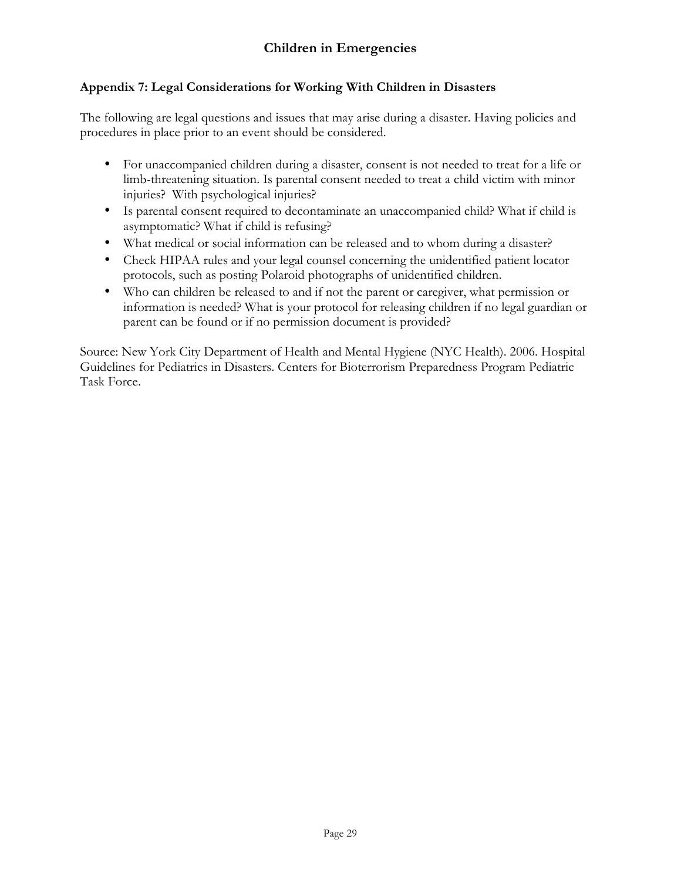## Appendix 7: Legal Considerations for Working With Children in Disasters

The following are legal questions and issues that may arise during a disaster. Having policies and procedures in place prior to an event should be considered.

- For unaccompanied children during a disaster, consent is not needed to treat for a life or limb-threatening situation. Is parental consent needed to treat a child victim with minor injuries? With psychological injuries?
- Is parental consent required to decontaminate an unaccompanied child? What if child is asymptomatic? What if child is refusing?
- What medical or social information can be released and to whom during a disaster?
- Check HIPAA rules and your legal counsel concerning the unidentified patient locator protocols, such as posting Polaroid photographs of unidentified children.
- Who can children be released to and if not the parent or caregiver, what permission or information is needed? What is your protocol for releasing children if no legal guardian or parent can be found or if no permission document is provided?

Source: New York City Department of Health and Mental Hygiene (NYC Health). 2006. Hospital Guidelines for Pediatrics in Disasters. Centers for Bioterrorism Preparedness Program Pediatric Task Force.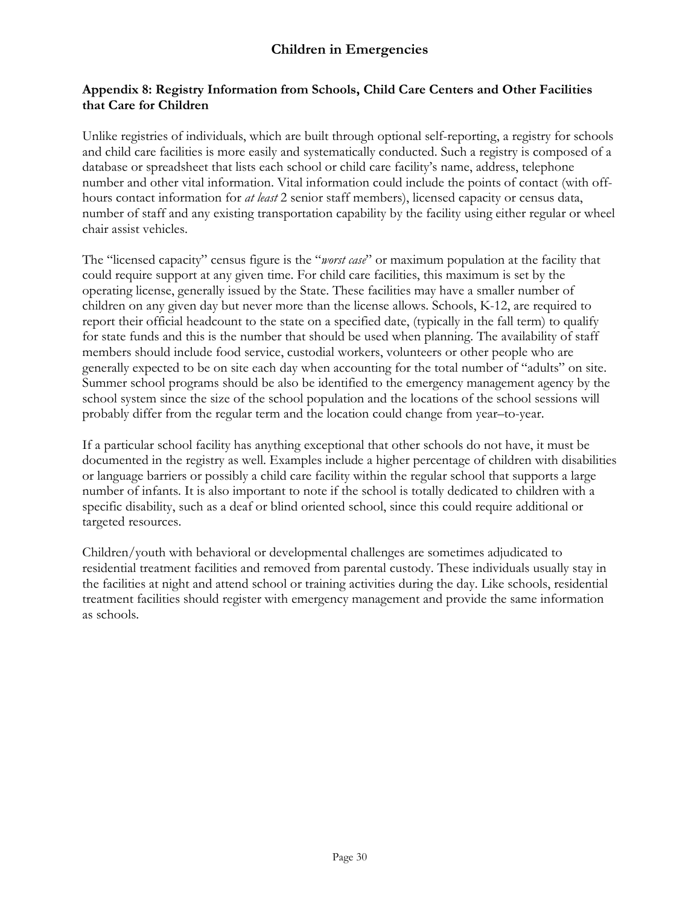## Appendix 8: Registry Information from Schools, Child Care Centers and Other Facilities that Care for Children

Unlike registries of individuals, which are built through optional self-reporting, a registry for schools and child care facilities is more easily and systematically conducted. Such a registry is composed of a database or spreadsheet that lists each school or child care facility's name, address, telephone number and other vital information. Vital information could include the points of contact (with off-hours contact information for *at least* 2 senior staff members), licensed capacity or census data, number of staff and any existing transportation capability by the facility using either regular or wheel chair assist vehicles.

The "licensed capacity" census figure is the "*worst case*" or maximum population at the facility that could require support at any given time. For child care facilities, this maximum is set by the operating license, generally issued by the State. These facilities may have a smaller number of children on any given day but never more than the license allows. Schools, K-12, are required to report their official headcount to the state on a specified date, (typically in the fall term) to qualify for state funds and this is the number that should be used when planning. The availability of staff members should include food service, custodial workers, volunteers or other people who are generally expected to be on site each day when accounting for the total number of "adults" on site. Summer school programs should be also be identified to the emergency management agency by the school system since the size of the school population and the locations of the school sessions will probably differ from the regular term and the location could change from year–to-year.

If a particular school facility has anything exceptional that other schools do not have, it must be documented in the registry as well. Examples include a higher percentage of children with disabilities or language barriers or possibly a child care facility within the regular school that supports a large number of infants. It is also important to note if the school is totally dedicated to children with a specific disability, such as a deaf or blind oriented school, since this could require additional or targeted resources.

Children/youth with behavioral or developmental challenges are sometimes adjudicated to residential treatment facilities and removed from parental custody. These individuals usually stay in the facilities at night and attend school or training activities during the day. Like schools, residential treatment facilities should register with emergency management and provide the same information as schools.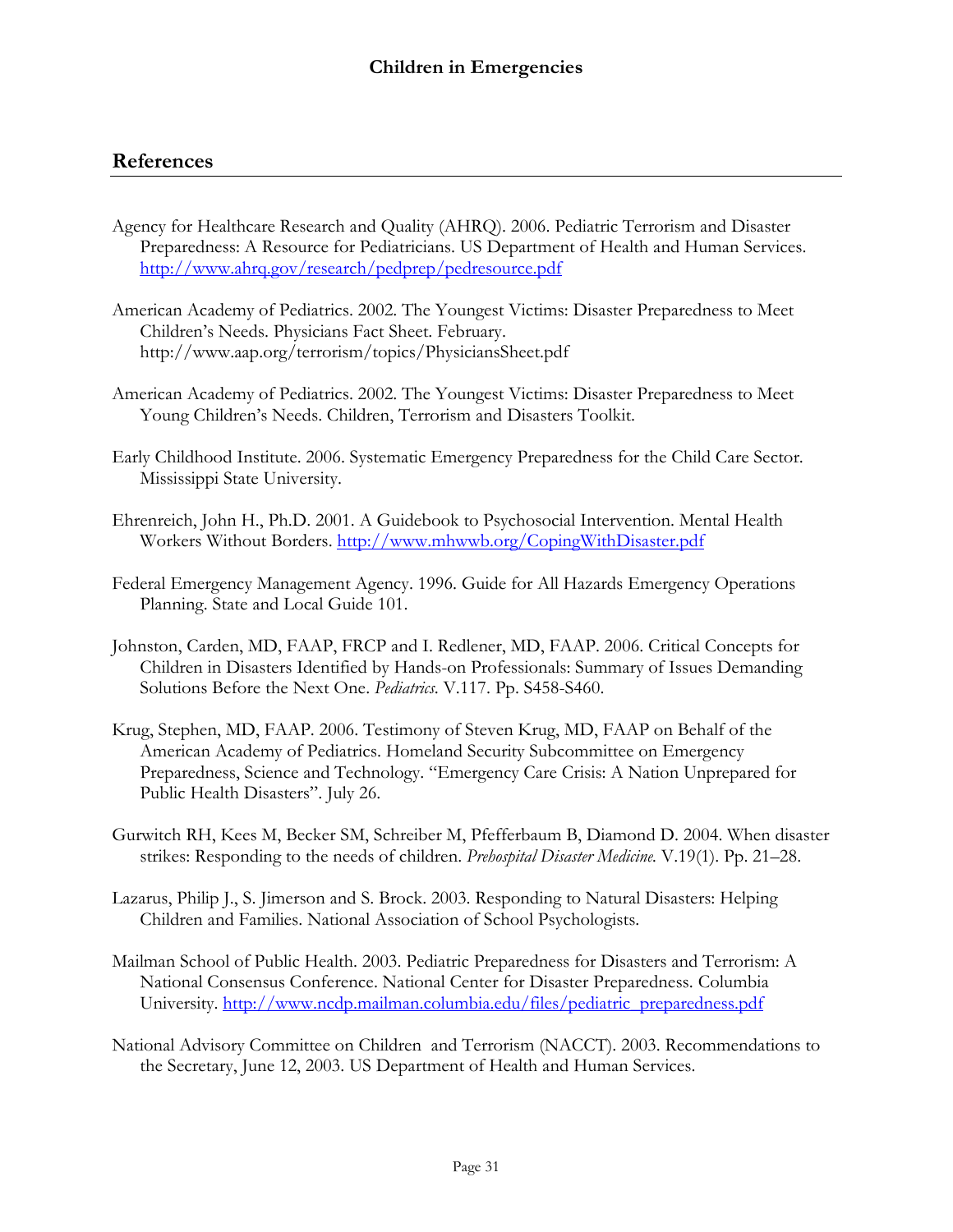## References

Agency for Healthcare Research and Quality (AHRQ). 2006. Pediatric Terrorism and Disaster Preparedness: A Resource for Pediatricians. US Department of Health and Human Services. http://www.ahrq.gov/research/pedprep/pedresource.pdf

American Academy of Pediatrics. 2002. The Youngest Victims: Disaster Preparedness to Meet Children's Needs. Physicians Fact Sheet. February. http://www.aap.org/terrorism/topics/PhysiciansSheet.pdf

American Academy of Pediatrics. 2002. The Youngest Victims: Disaster Preparedness to Meet Young Children's Needs. Children, Terrorism and Disasters Toolkit.

Early Childhood Institute. 2006. Systematic Emergency Preparedness for the Child Care Sector. Mississippi State University.

Ehrenreich, John H., Ph.D. 2001. A Guidebook to Psychosocial Intervention. Mental Health Workers Without Borders. http://www.mhwwb.org/CopingWithDisaster.pdf

Federal Emergency Management Agency. 1996. Guide for All Hazards Emergency Operations Planning. State and Local Guide 101.

Johnston, Carden, MD, FAAP, FRCP and I. Redlener, MD, FAAP. 2006. Critical Concepts for Children in Disasters Identified by Hands-on Professionals: Summary of Issues Demanding Solutions Before the Next One. *Pediatrics*. V.117. Pp. S458-S460.

Krug, Stephen, MD, FAAP. 2006. Testimony of Steven Krug, MD, FAAP on Behalf of the American Academy of Pediatrics. Homeland Security Subcommittee on Emergency Preparedness, Science and Technology. "Emergency Care Crisis: A Nation Unprepared for Public Health Disasters". July 26.

Gurwitch RH, Kees M, Becker SM, Schreiber M, Pfefferbaum B, Diamond D. 2004. When disaster strikes: Responding to the needs of children. *Prehospital Disaster Medicine.* V.19(1). Pp. 21–28.

Lazarus, Philip J., S. Jimerson and S. Brock. 2003. Responding to Natural Disasters: Helping Children and Families. National Association of School Psychologists.

Mailman School of Public Health. 2003. Pediatric Preparedness for Disasters and Terrorism: A National Consensus Conference. National Center for Disaster Preparedness. Columbia University. http://www.ncdp.mailman.columbia.edu/files/pediatric_preparedness.pdf

National Advisory Committee on Children and Terrorism (NACCT). 2003. Recommendations to the Secretary, June 12, 2003. US Department of Health and Human Services.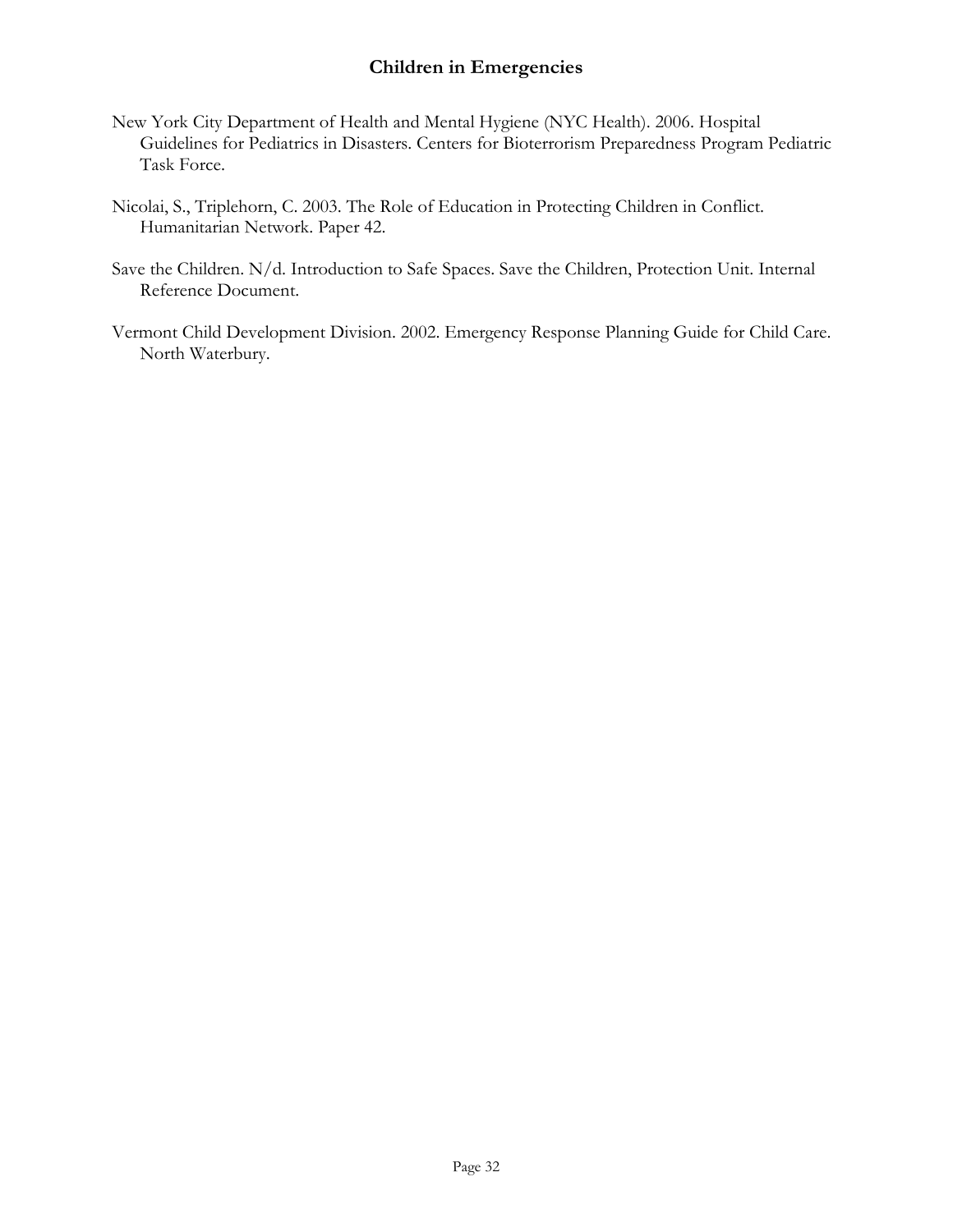New York City Department of Health and Mental Hygiene (NYC Health). 2006. Hospital Guidelines for Pediatrics in Disasters. Centers for Bioterrorism Preparedness Program Pediatric Task Force.

Nicolai, S., Triplehorn, C. 2003. The Role of Education in Protecting Children in Conflict. Humanitarian Network. Paper 42.

Save the Children. N/d. Introduction to Safe Spaces. Save the Children, Protection Unit. Internal Reference Document.

Vermont Child Development Division. 2002. Emergency Response Planning Guide for Child Care. North Waterbury.